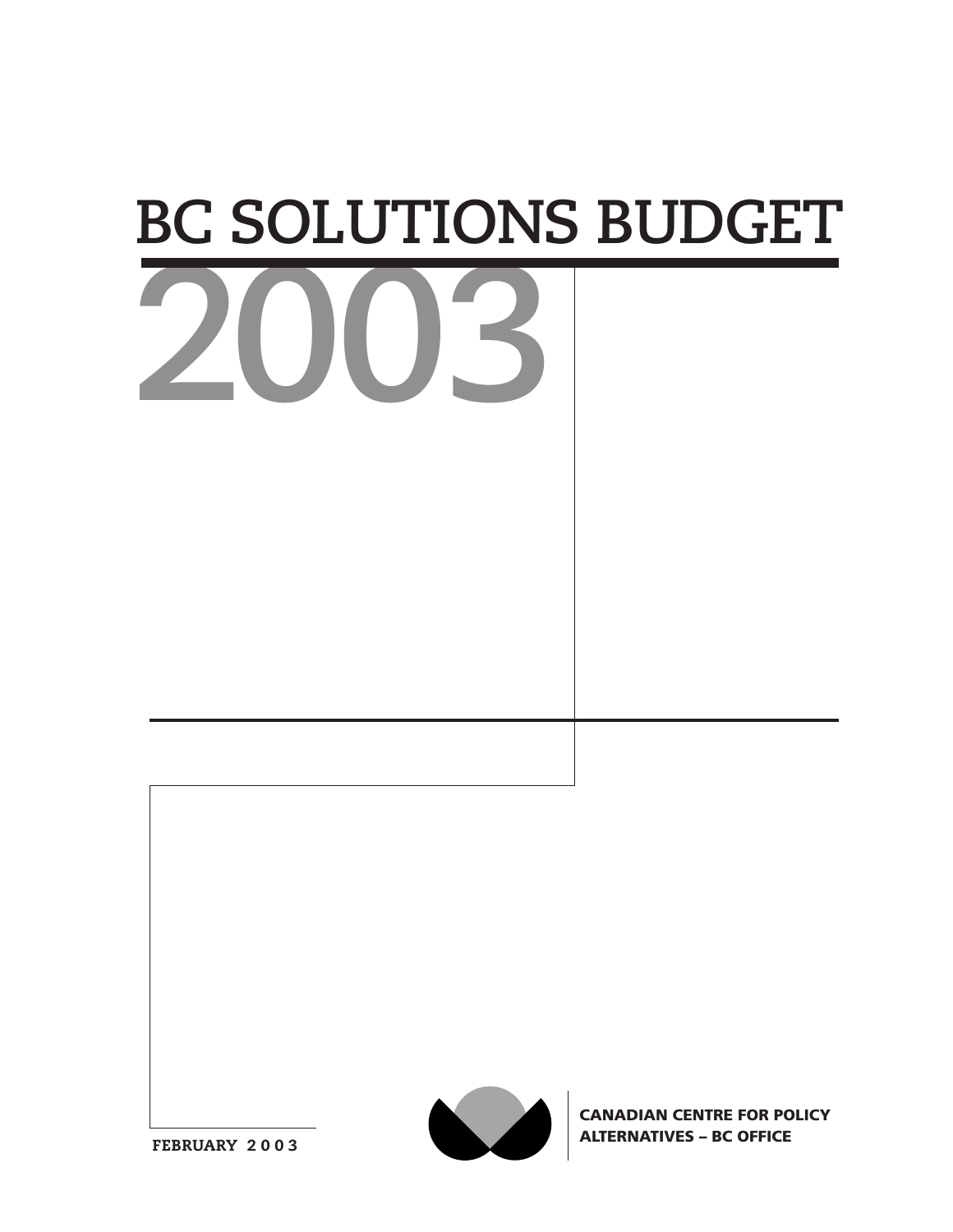# BC SOLUTIONS BUDGET

# 2003

FEBRUARY 2003

**CANADIAN CENTRE FOR POLICY ALTERNATIVES – BC OFFICE**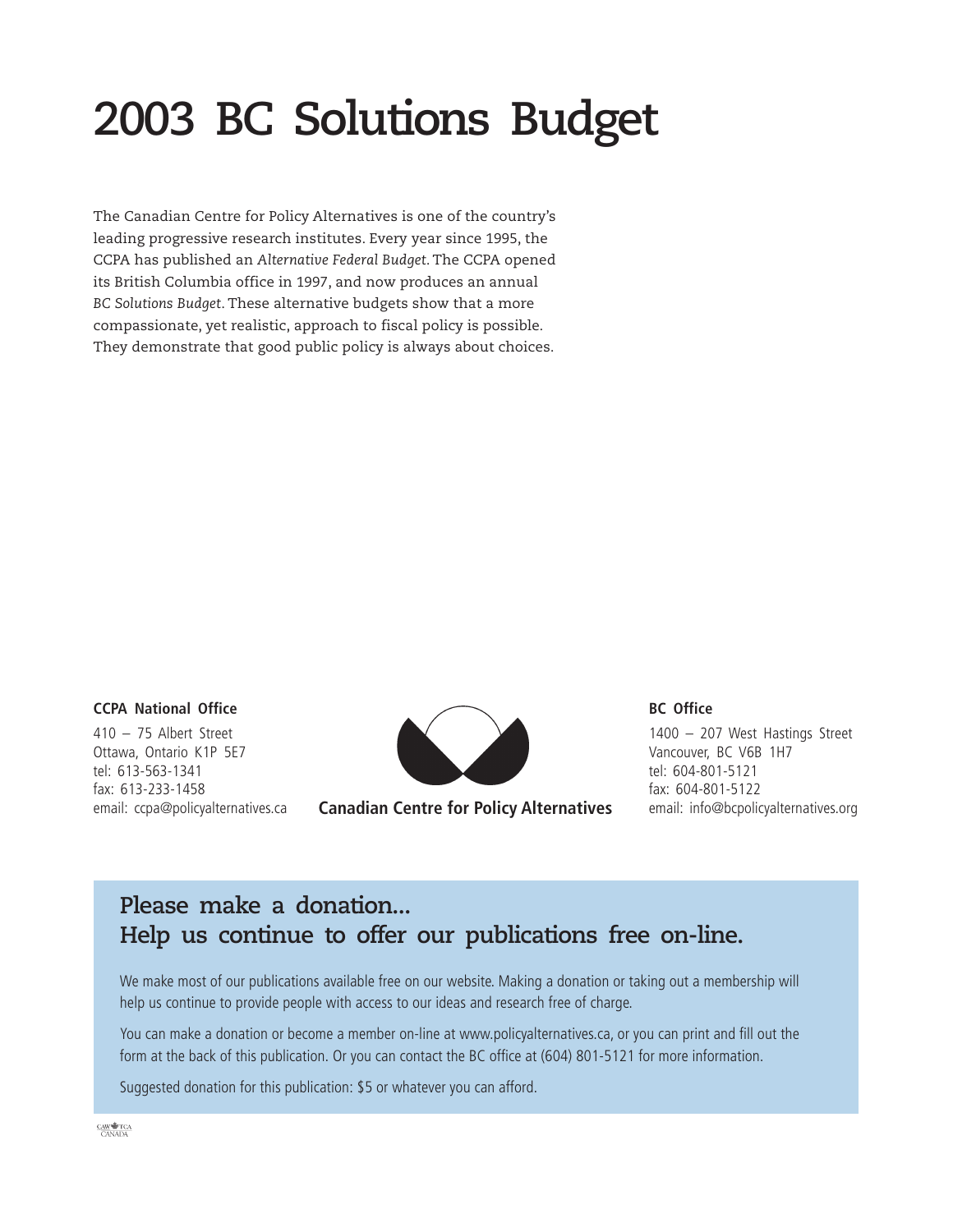# 2003 BC Solutions Budget

The Canadian Centre for Policy Alternatives is one of the country's leading progressive research institutes. Every year since 1995, the CCPA has published an *Alternative Federal Budget*. The CCPA opened its British Columbia office in 1997, and now produces an annual *BC Solutions Budget*. These alternative budgets show that a more compassionate, yet realistic, approach to fiscal policy is possible. They demonstrate that good public policy is always about choices.

**CCPA National Office**

410 – 75 Albert Street
Ottawa, Ontario K1P 5E7
tel: 613-563-1341
fax: 613-233-1458
email: ccpa@policyalternatives.ca

**Canadian Centre for Policy Alternatives**

**BC Office**

1400 – 207 West Hastings Street
Vancouver, BC V6B 1H7
tel: 604-801-5121
fax: 604-801-5122
email: info@bcpolicyalternatives.org

## Please make a donation... Help us continue to offer our publications free on-line.

We make most of our publications available free on our website. Making a donation or taking out a membership will help us continue to provide people with access to our ideas and research free of charge.

You can make a donation or become a member on-line at www.policyalternatives.ca, or you can print and fill out the form at the back of this publication. Or you can contact the BC office at (604) 801-5121 for more information.

Suggested donation for this publication: $5 or whatever you can afford.

CAW TCA CANADA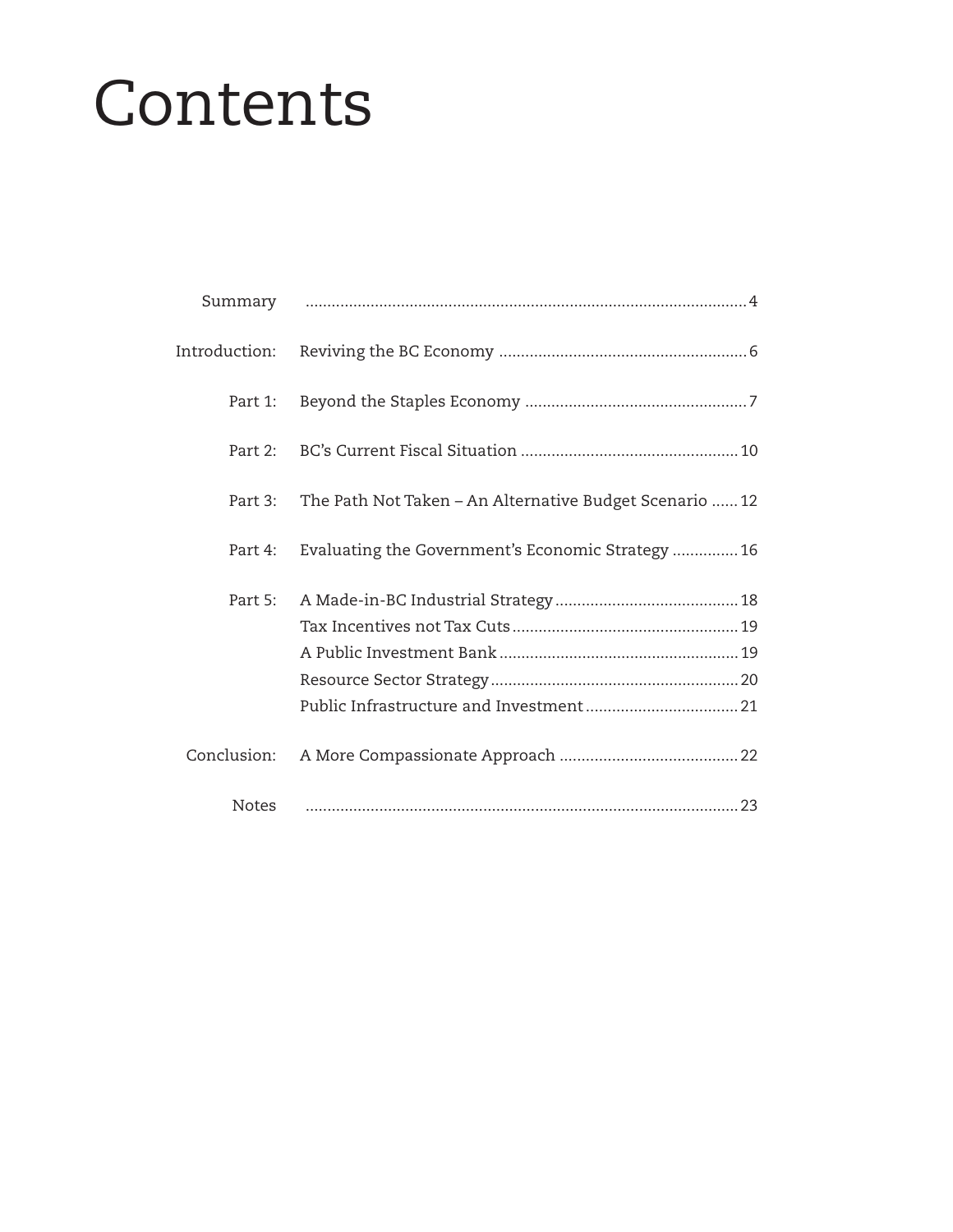# Contents

| | | |
|---|---|---|
| Summary | | 4 |
| Introduction: | Reviving the BC Economy | 6 |
| Part 1: | Beyond the Staples Economy | 7 |
| Part 2: | BC's Current Fiscal Situation | 10 |
| Part 3: | The Path Not Taken – An Alternative Budget Scenario | 12 |
| Part 4: | Evaluating the Government's Economic Strategy | 16 |
| Part 5: | A Made-in-BC Industrial Strategy | 18 |
| | Tax Incentives not Tax Cuts | 19 |
| | A Public Investment Bank | 19 |
| | Resource Sector Strategy | 20 |
| | Public Infrastructure and Investment | 21 |
| Conclusion: | A More Compassionate Approach | 22 |
| Notes | | 23 |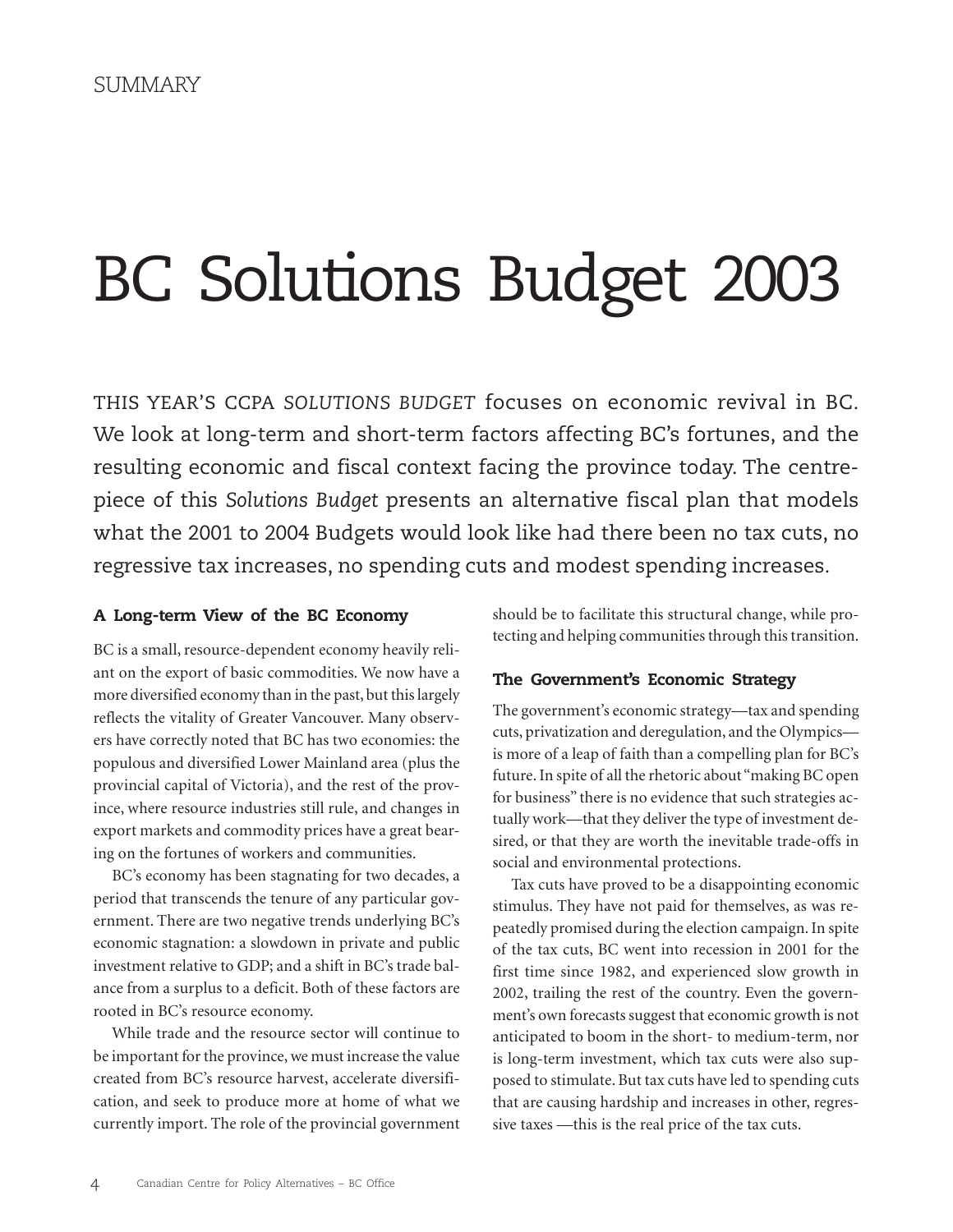SUMMARY

# BC Solutions Budget 2003

THIS YEAR'S CCPA *SOLUTIONS BUDGET* focuses on economic revival in BC. We look at long-term and short-term factors affecting BC's fortunes, and the resulting economic and fiscal context facing the province today. The centrepiece of this *Solutions Budget* presents an alternative fiscal plan that models what the 2001 to 2004 Budgets would look like had there been no tax cuts, no regressive tax increases, no spending cuts and modest spending increases.

### A Long-term View of the BC Economy

BC is a small, resource-dependent economy heavily reliant on the export of basic commodities. We now have a more diversified economy than in the past, but this largely reflects the vitality of Greater Vancouver. Many observers have correctly noted that BC has two economies: the populous and diversified Lower Mainland area (plus the provincial capital of Victoria), and the rest of the province, where resource industries still rule, and changes in export markets and commodity prices have a great bearing on the fortunes of workers and communities.

BC's economy has been stagnating for two decades, a period that transcends the tenure of any particular government. There are two negative trends underlying BC's economic stagnation: a slowdown in private and public investment relative to GDP; and a shift in BC's trade balance from a surplus to a deficit. Both of these factors are rooted in BC's resource economy.

While trade and the resource sector will continue to be important for the province, we must increase the value created from BC's resource harvest, accelerate diversification, and seek to produce more at home of what we currently import. The role of the provincial government should be to facilitate this structural change, while protecting and helping communities through this transition.

### The Government's Economic Strategy

The government's economic strategy—tax and spending cuts, privatization and deregulation, and the Olympics—is more of a leap of faith than a compelling plan for BC's future. In spite of all the rhetoric about "making BC open for business" there is no evidence that such strategies actually work—that they deliver the type of investment desired, or that they are worth the inevitable trade-offs in social and environmental protections.

Tax cuts have proved to be a disappointing economic stimulus. They have not paid for themselves, as was repeatedly promised during the election campaign. In spite of the tax cuts, BC went into recession in 2001 for the first time since 1982, and experienced slow growth in 2002, trailing the rest of the country. Even the government's own forecasts suggest that economic growth is not anticipated to boom in the short- to medium-term, nor is long-term investment, which tax cuts were also supposed to stimulate. But tax cuts have led to spending cuts that are causing hardship and increases in other, regressive taxes —this is the real price of the tax cuts.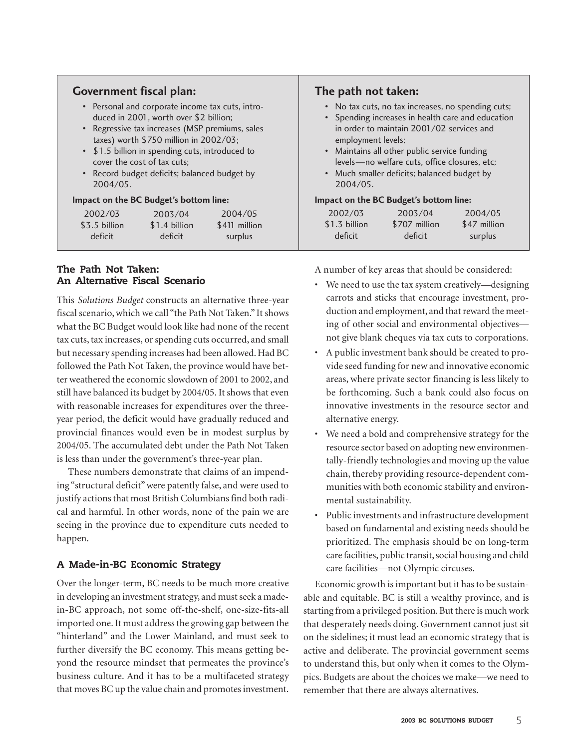## Government fiscal plan:

- Personal and corporate income tax cuts, introduced in 2001, worth over $2 billion;
- Regressive tax increases (MSP premiums, sales taxes) worth $750 million in 2002/03;
- $1.5 billion in spending cuts, introduced to cover the cost of tax cuts;
- Record budget deficits; balanced budget by 2004/05.

**Impact on the BC Budget's bottom line:**

| 2002/03 | 2003/04 | 2004/05 |
|---|---|---|
| $3.5 billion deficit | $1.4 billion deficit | $411 million surplus |

## The path not taken:

- No tax cuts, no tax increases, no spending cuts;
- Spending increases in health care and education in order to maintain 2001/02 services and employment levels;
- Maintains all other public service funding levels—no welfare cuts, office closures, etc;
- Much smaller deficits; balanced budget by 2004/05.

**Impact on the BC Budget's bottom line:**

| 2002/03 | 2003/04 | 2004/05 |
|---|---|---|
| $1.3 billion deficit | $707 million deficit | $47 million surplus |

### The Path Not Taken: An Alternative Fiscal Scenario

This *Solutions Budget* constructs an alternative three-year fiscal scenario, which we call "the Path Not Taken." It shows what the BC Budget would look like had none of the recent tax cuts, tax increases, or spending cuts occurred, and small but necessary spending increases had been allowed. Had BC followed the Path Not Taken, the province would have better weathered the economic slowdown of 2001 to 2002, and still have balanced its budget by 2004/05. It shows that even with reasonable increases for expenditures over the three-year period, the deficit would have gradually reduced and provincial finances would even be in modest surplus by 2004/05. The accumulated debt under the Path Not Taken is less than under the government's three-year plan.

These numbers demonstrate that claims of an impending "structural deficit" were patently false, and were used to justify actions that most British Columbians find both radical and harmful. In other words, none of the pain we are seeing in the province due to expenditure cuts needed to happen.

### A Made-in-BC Economic Strategy

Over the longer-term, BC needs to be much more creative in developing an investment strategy, and must seek a made-in-BC approach, not some off-the-shelf, one-size-fits-all imported one. It must address the growing gap between the "hinterland" and the Lower Mainland, and must seek to further diversify the BC economy. This means getting beyond the resource mindset that permeates the province's business culture. And it has to be a multifaceted strategy that moves BC up the value chain and promotes investment.

A number of key areas that should be considered:

- We need to use the tax system creatively—designing carrots and sticks that encourage investment, production and employment, and that reward the meeting of other social and environmental objectives—not give blank cheques via tax cuts to corporations.
- A public investment bank should be created to provide seed funding for new and innovative economic areas, where private sector financing is less likely to be forthcoming. Such a bank could also focus on innovative investments in the resource sector and alternative energy.
- We need a bold and comprehensive strategy for the resource sector based on adopting new environmentally-friendly technologies and moving up the value chain, thereby providing resource-dependent communities with both economic stability and environmental sustainability.
- Public investments and infrastructure development based on fundamental and existing needs should be prioritized. The emphasis should be on long-term care facilities, public transit, social housing and child care facilities—not Olympic circuses.

Economic growth is important but it has to be sustainable and equitable. BC is still a wealthy province, and is starting from a privileged position. But there is much work that desperately needs doing. Government cannot just sit on the sidelines; it must lead an economic strategy that is active and deliberate. The provincial government seems to understand this, but only when it comes to the Olympics. Budgets are about the choices we make—we need to remember that there are always alternatives.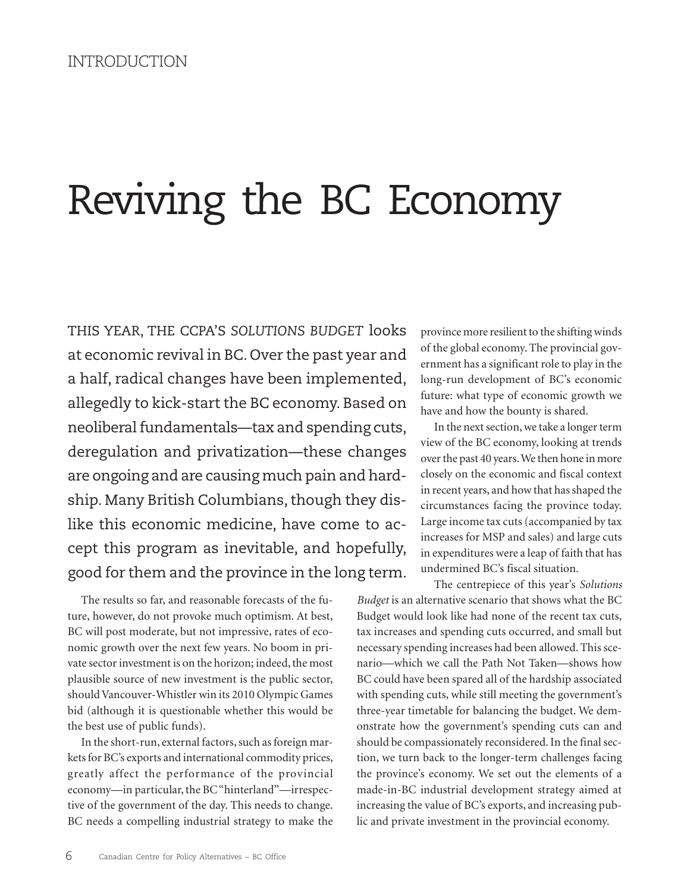INTRODUCTION

# Reviving the BC Economy

THIS YEAR, THE CCPA'S *SOLUTIONS BUDGET* looks at economic revival in BC. Over the past year and a half, radical changes have been implemented, allegedly to kick-start the BC economy. Based on neoliberal fundamentals—tax and spending cuts, deregulation and privatization—these changes are ongoing and are causing much pain and hardship. Many British Columbians, though they dislike this economic medicine, have come to accept this program as inevitable, and hopefully, good for them and the province in the long term.

The results so far, and reasonable forecasts of the future, however, do not provoke much optimism. At best, BC will post moderate, but not impressive, rates of economic growth over the next few years. No boom in private sector investment is on the horizon; indeed, the most plausible source of new investment is the public sector, should Vancouver-Whistler win its 2010 Olympic Games bid (although it is questionable whether this would be the best use of public funds).

In the short-run, external factors, such as foreign markets for BC's exports and international commodity prices, greatly affect the performance of the provincial economy—in particular, the BC "hinterland"—irrespective of the government of the day. This needs to change. BC needs a compelling industrial strategy to make the province more resilient to the shifting winds of the global economy. The provincial government has a significant role to play in the long-run development of BC's economic future: what type of economic growth we have and how the bounty is shared.

In the next section, we take a longer term view of the BC economy, looking at trends over the past 40 years. We then hone in more closely on the economic and fiscal context in recent years, and how that has shaped the circumstances facing the province today. Large income tax cuts (accompanied by tax increases for MSP and sales) and large cuts in expenditures were a leap of faith that has undermined BC's fiscal situation.

The centrepiece of this year's *Solutions Budget* is an alternative scenario that shows what the BC Budget would look like had none of the recent tax cuts, tax increases and spending cuts occurred, and small but necessary spending increases had been allowed. This scenario—which we call the Path Not Taken—shows how BC could have been spared all of the hardship associated with spending cuts, while still meeting the government's three-year timetable for balancing the budget. We demonstrate how the government's spending cuts can and should be compassionately reconsidered. In the final section, we turn back to the longer-term challenges facing the province's economy. We set out the elements of a made-in-BC industrial development strategy aimed at increasing the value of BC's exports, and increasing public and private investment in the provincial economy.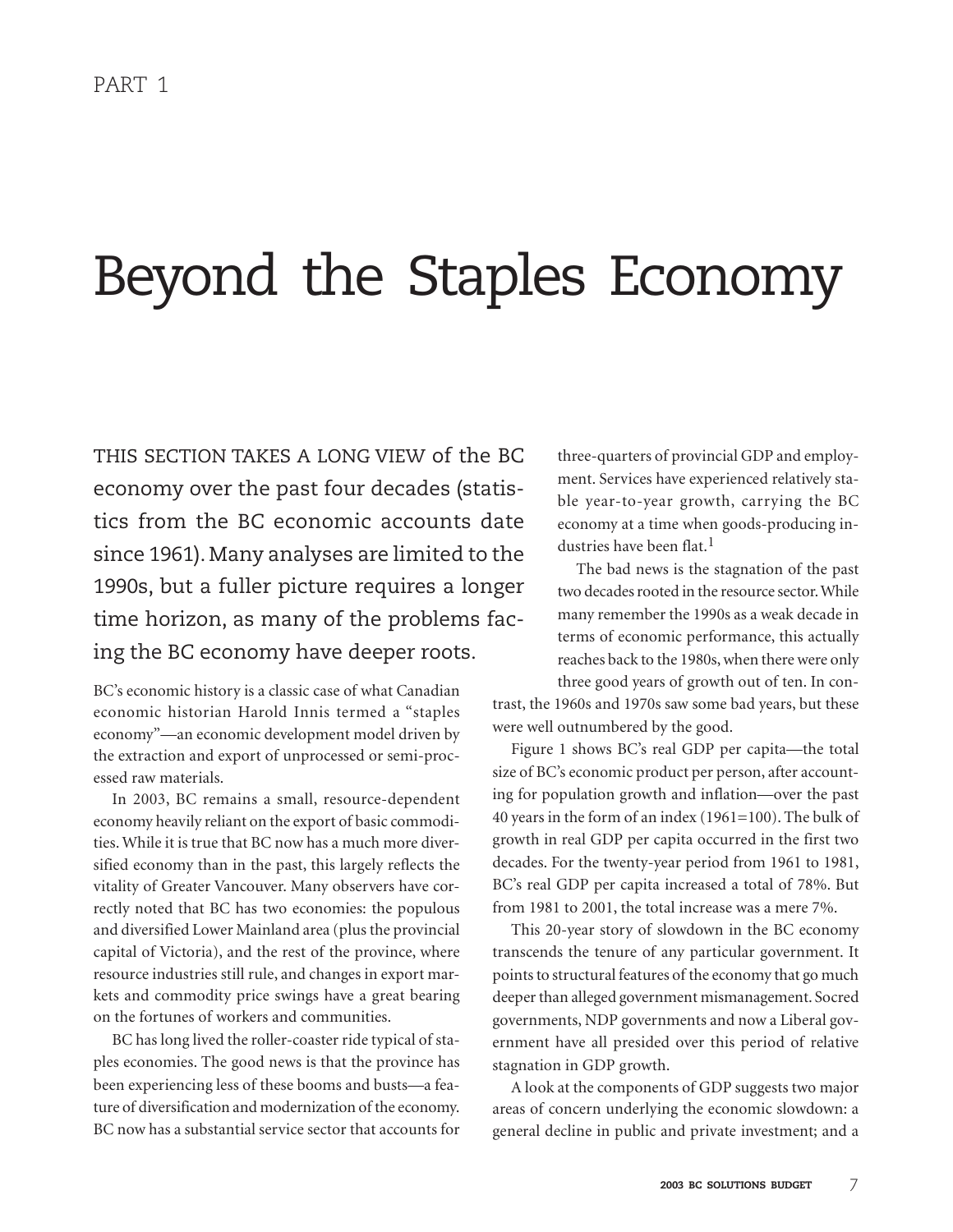PART 1

# Beyond the Staples Economy

THIS SECTION TAKES A LONG VIEW of the BC economy over the past four decades (statistics from the BC economic accounts date since 1961). Many analyses are limited to the 1990s, but a fuller picture requires a longer time horizon, as many of the problems facing the BC economy have deeper roots.

BC's economic history is a classic case of what Canadian economic historian Harold Innis termed a "staples economy"—an economic development model driven by the extraction and export of unprocessed or semi-processed raw materials.

In 2003, BC remains a small, resource-dependent economy heavily reliant on the export of basic commodities. While it is true that BC now has a much more diversified economy than in the past, this largely reflects the vitality of Greater Vancouver. Many observers have correctly noted that BC has two economies: the populous and diversified Lower Mainland area (plus the provincial capital of Victoria), and the rest of the province, where resource industries still rule, and changes in export markets and commodity price swings have a great bearing on the fortunes of workers and communities.

BC has long lived the roller-coaster ride typical of staples economies. The good news is that the province has been experiencing less of these booms and busts—a feature of diversification and modernization of the economy. BC now has a substantial service sector that accounts for three-quarters of provincial GDP and employment. Services have experienced relatively stable year-to-year growth, carrying the BC economy at a time when goods-producing industries have been flat.[1]

The bad news is the stagnation of the past two decades rooted in the resource sector. While many remember the 1990s as a weak decade in terms of economic performance, this actually reaches back to the 1980s, when there were only three good years of growth out of ten. In contrast, the 1960s and 1970s saw some bad years, but these were well outnumbered by the good.

Figure 1 shows BC's real GDP per capita—the total size of BC's economic product per person, after accounting for population growth and inflation—over the past 40 years in the form of an index (1961=100). The bulk of growth in real GDP per capita occurred in the first two decades. For the twenty-year period from 1961 to 1981, BC's real GDP per capita increased a total of 78%. But from 1981 to 2001, the total increase was a mere 7%.

This 20-year story of slowdown in the BC economy transcends the tenure of any particular government. It points to structural features of the economy that go much deeper than alleged government mismanagement. Socred governments, NDP governments and now a Liberal government have all presided over this period of relative stagnation in GDP growth.

A look at the components of GDP suggests two major areas of concern underlying the economic slowdown: a general decline in public and private investment; and a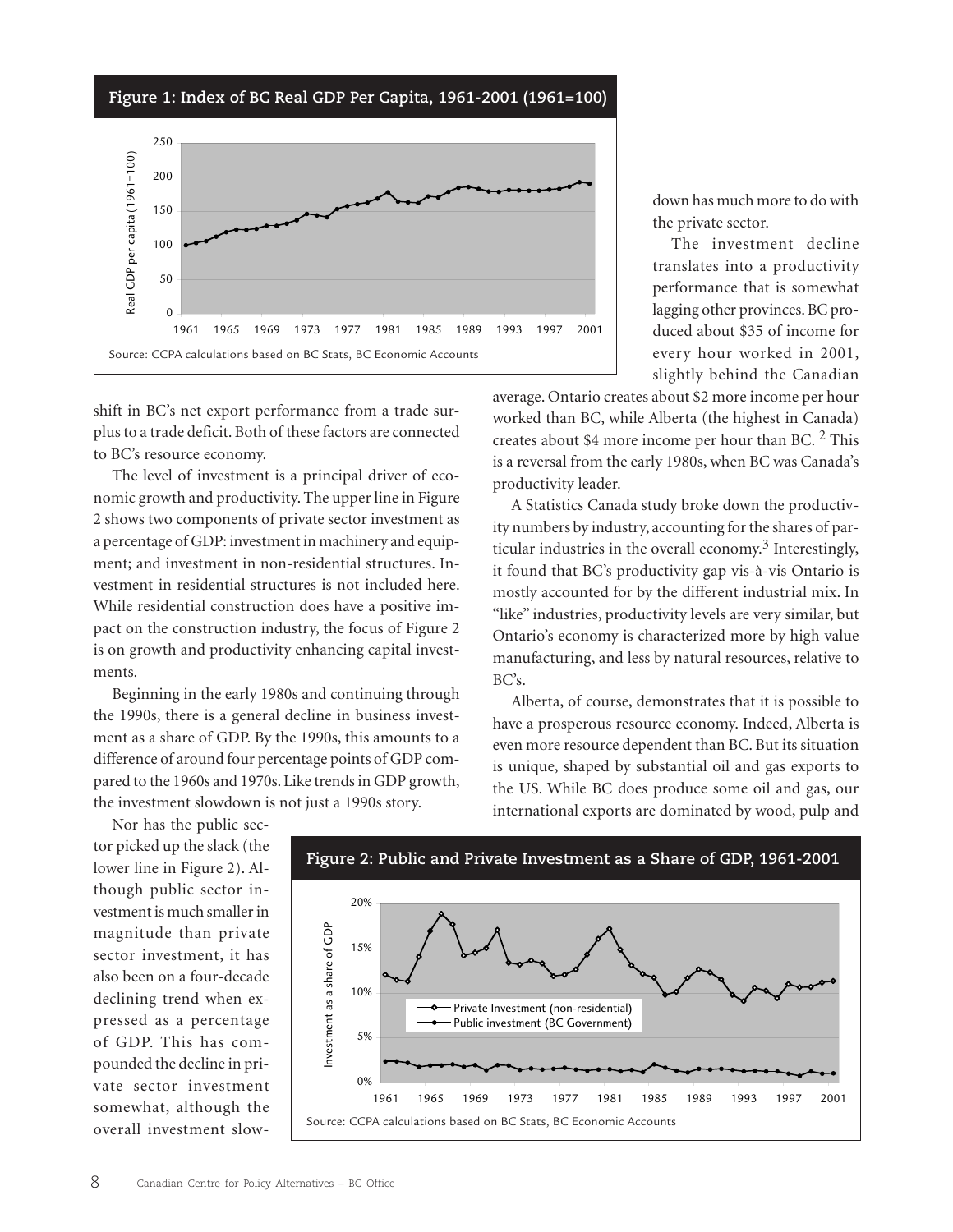**Figure 1: Index of BC Real GDP Per Capita, 1961-2001 (1961=100)**

Real GDP per capita (1961=100)

250
200
150
100
50
0

1961 1965 1969 1973 1977 1981 1985 1989 1993 1997 2001

Source: CCPA calculations based on BC Stats, BC Economic Accounts

shift in BC's net export performance from a trade surplus to a trade deficit. Both of these factors are connected to BC's resource economy.

The level of investment is a principal driver of economic growth and productivity. The upper line in Figure 2 shows two components of private sector investment as a percentage of GDP: investment in machinery and equipment; and investment in non-residential structures. Investment in residential structures is not included here. While residential construction does have a positive impact on the construction industry, the focus of Figure 2 is on growth and productivity enhancing capital investments.

Beginning in the early 1980s and continuing through the 1990s, there is a general decline in business investment as a share of GDP. By the 1990s, this amounts to a difference of around four percentage points of GDP compared to the 1960s and 1970s. Like trends in GDP growth, the investment slowdown is not just a 1990s story.

Nor has the public sector picked up the slack (the lower line in Figure 2). Although public sector investment is much smaller in magnitude than private sector investment, it has also been on a four-decade declining trend when expressed as a percentage of GDP. This has compounded the decline in private sector investment somewhat, although the overall investment slowdown has much more to do with the private sector.

The investment decline translates into a productivity performance that is somewhat lagging other provinces. BC produced about $35 of income for every hour worked in 2001, slightly behind the Canadian average. Ontario creates about $2 more income per hour worked than BC, while Alberta (the highest in Canada) creates about $4 more income per hour than BC. [2] This is a reversal from the early 1980s, when BC was Canada's productivity leader.

A Statistics Canada study broke down the productivity numbers by industry, accounting for the shares of particular industries in the overall economy.[3] Interestingly, it found that BC's productivity gap vis-à-vis Ontario is mostly accounted for by the different industrial mix. In "like" industries, productivity levels are very similar, but Ontario's economy is characterized more by high value manufacturing, and less by natural resources, relative to BC's.

Alberta, of course, demonstrates that it is possible to have a prosperous resource economy. Indeed, Alberta is even more resource dependent than BC. But its situation is unique, shaped by substantial oil and gas exports to the US. While BC does produce some oil and gas, our international exports are dominated by wood, pulp and

**Figure 2: Public and Private Investment as a Share of GDP, 1961-2001**

Investment as a share of GDP

20%
15%
10%
5%
0%

1961 1965 1969 1973 1977 1981 1985 1989 1993 1997 2001

Private Investment (non-residential)
Public investment (BC Government)

Source: CCPA calculations based on BC Stats, BC Economic Accounts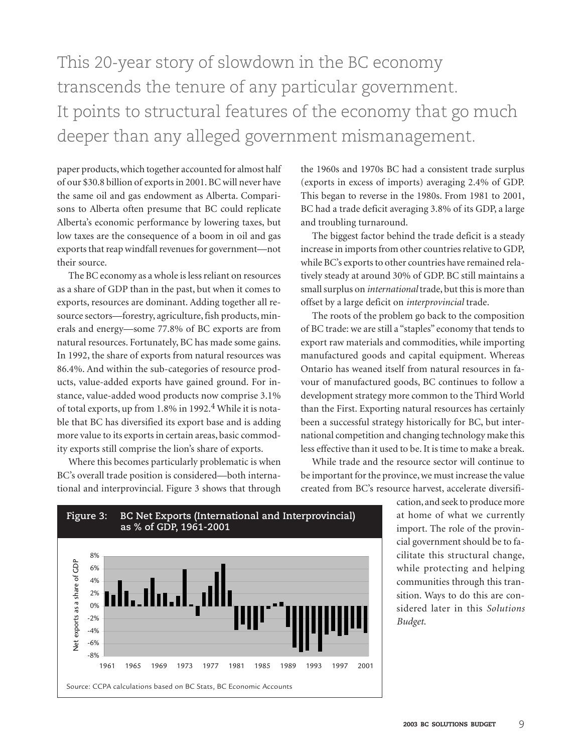This 20-year story of slowdown in the BC economy transcends the tenure of any particular government. It points to structural features of the economy that go much deeper than any alleged government mismanagement.

paper products, which together accounted for almost half of our $30.8 billion of exports in 2001. BC will never have the same oil and gas endowment as Alberta. Comparisons to Alberta often presume that BC could replicate Alberta's economic performance by lowering taxes, but low taxes are the consequence of a boom in oil and gas exports that reap windfall revenues for government—not their source.

The BC economy as a whole is less reliant on resources as a share of GDP than in the past, but when it comes to exports, resources are dominant. Adding together all resource sectors—forestry, agriculture, fish products, minerals and energy—some 77.8% of BC exports are from natural resources. Fortunately, BC has made some gains. In 1992, the share of exports from natural resources was 86.4%. And within the sub-categories of resource products, value-added exports have gained ground. For instance, value-added wood products now comprise 3.1% of total exports, up from 1.8% in 1992.[4] While it is notable that BC has diversified its export base and is adding more value to its exports in certain areas, basic commodity exports still comprise the lion's share of exports.

Where this becomes particularly problematic is when BC's overall trade position is considered—both international and interprovincial. Figure 3 shows that through the 1960s and 1970s BC had a consistent trade surplus (exports in excess of imports) averaging 2.4% of GDP. This began to reverse in the 1980s. From 1981 to 2001, BC had a trade deficit averaging 3.8% of its GDP, a large and troubling turnaround.

The biggest factor behind the trade deficit is a steady increase in imports from other countries relative to GDP, while BC's exports to other countries have remained relatively steady at around 30% of GDP. BC still maintains a small surplus on *international* trade, but this is more than offset by a large deficit on *interprovincial* trade.

The roots of the problem go back to the composition of BC trade: we are still a "staples" economy that tends to export raw materials and commodities, while importing manufactured goods and capital equipment. Whereas Ontario has weaned itself from natural resources in favour of manufactured goods, BC continues to follow a development strategy more common to the Third World than the First. Exporting natural resources has certainly been a successful strategy historically for BC, but international competition and changing technology make this less effective than it used to be. It is time to make a break.

While trade and the resource sector will continue to be important for the province, we must increase the value created from BC's resource harvest, accelerate diversification, and seek to produce more at home of what we currently import. The role of the provincial government should be to facilitate this structural change, while protecting and helping communities through this transition. Ways to do this are considered later in this *Solutions Budget.*

**Figure 3: BC Net Exports (International and Interprovincial) as % of GDP, 1961-2001**

Net exports as a share of GDP

8%
6%
4%
2%
0%
-2%
-4%
-6%
-8%

1961 1965 1969 1973 1977 1981 1985 1989 1993 1997 2001

Source: CCPA calculations based on BC Stats, BC Economic Accounts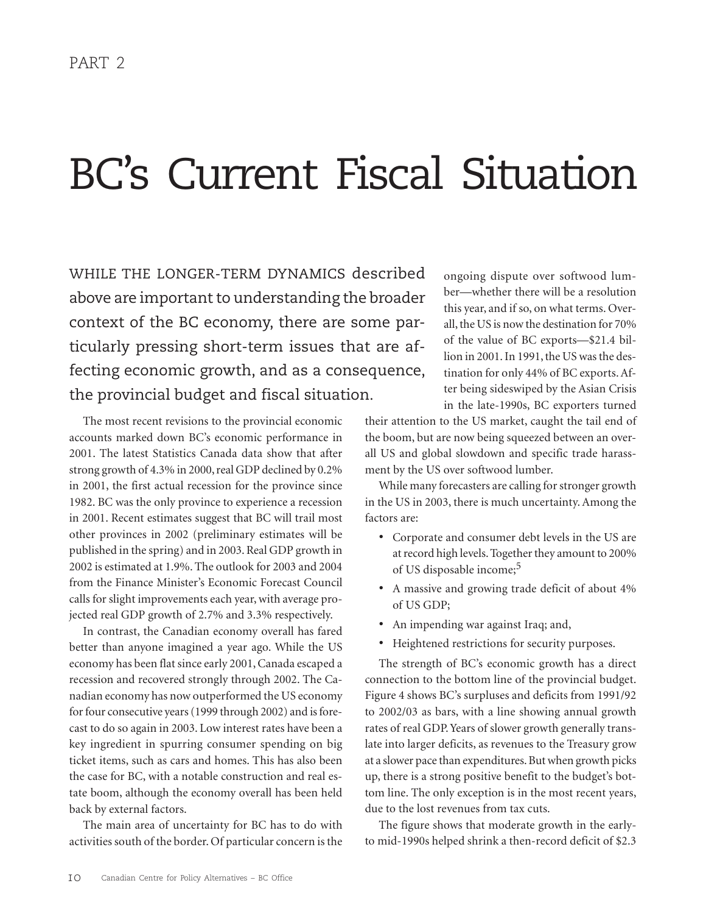PART 2

# BC's Current Fiscal Situation

WHILE THE LONGER-TERM DYNAMICS described above are important to understanding the broader context of the BC economy, there are some particularly pressing short-term issues that are affecting economic growth, and as a consequence, the provincial budget and fiscal situation.

The most recent revisions to the provincial economic accounts marked down BC's economic performance in 2001. The latest Statistics Canada data show that after strong growth of 4.3% in 2000, real GDP declined by 0.2% in 2001, the first actual recession for the province since 1982. BC was the only province to experience a recession in 2001. Recent estimates suggest that BC will trail most other provinces in 2002 (preliminary estimates will be published in the spring) and in 2003. Real GDP growth in 2002 is estimated at 1.9%. The outlook for 2003 and 2004 from the Finance Minister's Economic Forecast Council calls for slight improvements each year, with average projected real GDP growth of 2.7% and 3.3% respectively.

In contrast, the Canadian economy overall has fared better than anyone imagined a year ago. While the US economy has been flat since early 2001, Canada escaped a recession and recovered strongly through 2002. The Canadian economy has now outperformed the US economy for four consecutive years (1999 through 2002) and is forecast to do so again in 2003. Low interest rates have been a key ingredient in spurring consumer spending on big ticket items, such as cars and homes. This has also been the case for BC, with a notable construction and real estate boom, although the economy overall has been held back by external factors.

The main area of uncertainty for BC has to do with activities south of the border. Of particular concern is the ongoing dispute over softwood lumber—whether there will be a resolution this year, and if so, on what terms. Overall, the US is now the destination for 70% of the value of BC exports—$21.4 billion in 2001. In 1991, the US was the destination for only 44% of BC exports. After being sideswiped by the Asian Crisis in the late-1990s, BC exporters turned their attention to the US market, caught the tail end of the boom, but are now being squeezed between an overall US and global slowdown and specific trade harassment by the US over softwood lumber.

While many forecasters are calling for stronger growth in the US in 2003, there is much uncertainty. Among the factors are:

- Corporate and consumer debt levels in the US are at record high levels. Together they amount to 200% of US disposable income;[5]
- A massive and growing trade deficit of about 4% of US GDP;
- An impending war against Iraq; and,
- Heightened restrictions for security purposes.

The strength of BC's economic growth has a direct connection to the bottom line of the provincial budget. Figure 4 shows BC's surpluses and deficits from 1991/92 to 2002/03 as bars, with a line showing annual growth rates of real GDP. Years of slower growth generally translate into larger deficits, as revenues to the Treasury grow at a slower pace than expenditures. But when growth picks up, there is a strong positive benefit to the budget's bottom line. The only exception is in the most recent years, due to the lost revenues from tax cuts.

The figure shows that moderate growth in the early- to mid-1990s helped shrink a then-record deficit of $2.3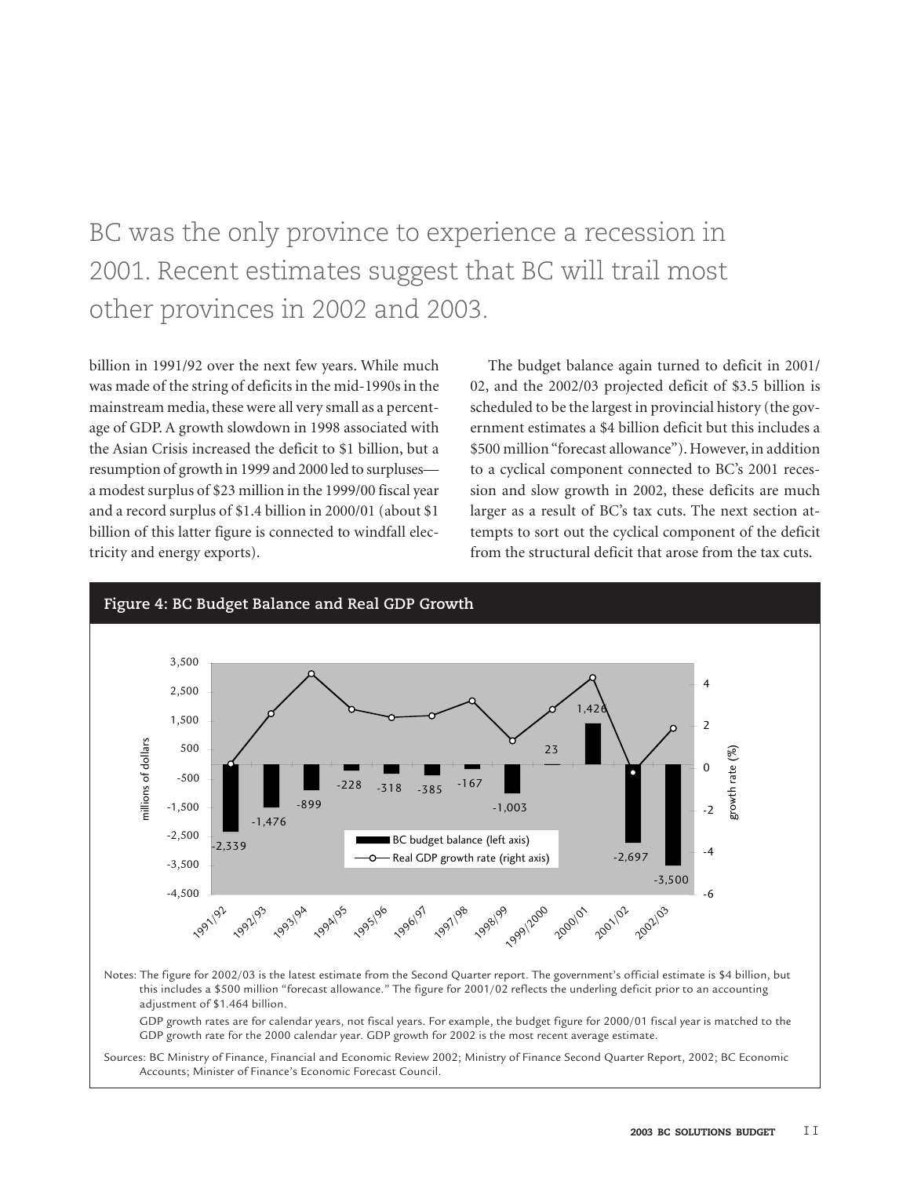BC was the only province to experience a recession in 2001. Recent estimates suggest that BC will trail most other provinces in 2002 and 2003.

billion in 1991/92 over the next few years. While much was made of the string of deficits in the mid-1990s in the mainstream media, these were all very small as a percentage of GDP. A growth slowdown in 1998 associated with the Asian Crisis increased the deficit to $1 billion, but a resumption of growth in 1999 and 2000 led to surpluses—a modest surplus of $23 million in the 1999/00 fiscal year and a record surplus of $1.4 billion in 2000/01 (about $1 billion of this latter figure is connected to windfall electricity and energy exports).

The budget balance again turned to deficit in 2001/02, and the 2002/03 projected deficit of $3.5 billion is scheduled to be the largest in provincial history (the government estimates a $4 billion deficit but this includes a $500 million "forecast allowance"). However, in addition to a cyclical component connected to BC's 2001 recession and slow growth in 2002, these deficits are much larger as a result of BC's tax cuts. The next section attempts to sort out the cyclical component of the deficit from the structural deficit that arose from the tax cuts.

**Figure 4: BC Budget Balance and Real GDP Growth**

| Fiscal year | BC budget balance (millions of dollars) |
|---|---|
| 1991/92 | -2,339 |
| 1992/93 | -1,476 |
| 1993/94 | -899 |
| 1994/95 | -228 |
| 1995/96 | -318 |
| 1996/97 | -385 |
| 1997/98 | -167 |
| 1998/99 | -1,003 |
| 1999/2000 | 23 |
| 2000/01 | 1,426 |
| 2001/02 | -2,697 |
| 2002/03 | -3,500 |

Notes: The figure for 2002/03 is the latest estimate from the Second Quarter report. The government's official estimate is $4 billion, but this includes a $500 million "forecast allowance." The figure for 2001/02 reflects the underling deficit prior to an accounting adjustment of $1.464 billion.

GDP growth rates are for calendar years, not fiscal years. For example, the budget figure for 2000/01 fiscal year is matched to the GDP growth rate for the 2000 calendar year. GDP growth for 2002 is the most recent average estimate.

Sources: BC Ministry of Finance, Financial and Economic Review 2002; Ministry of Finance Second Quarter Report, 2002; BC Economic Accounts; Minister of Finance's Economic Forecast Council.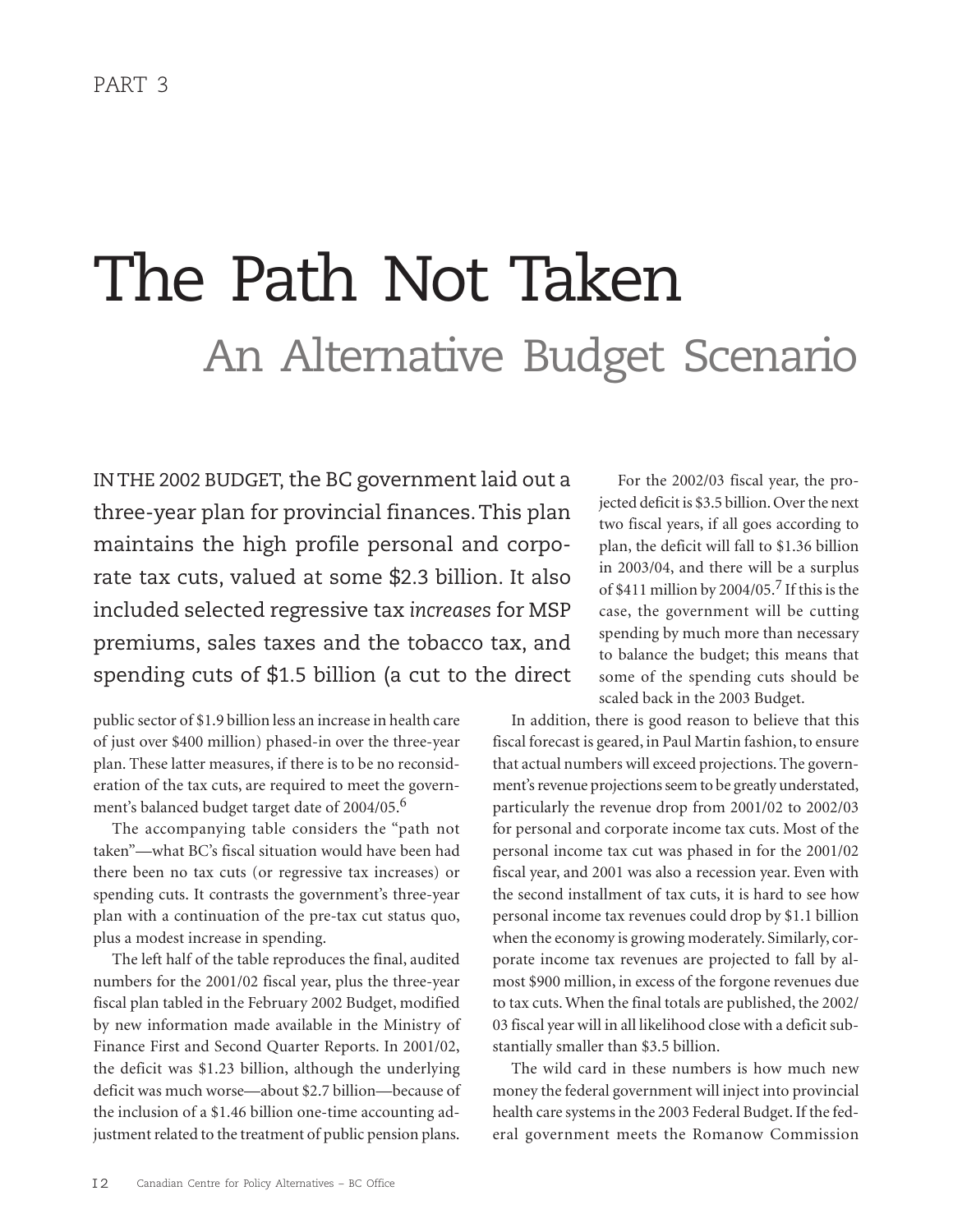PART 3

# The Path Not Taken

## An Alternative Budget Scenario

IN THE 2002 BUDGET, the BC government laid out a three-year plan for provincial finances. This plan maintains the high profile personal and corporate tax cuts, valued at some $2.3 billion. It also included selected regressive tax *increases* for MSP premiums, sales taxes and the tobacco tax, and spending cuts of $1.5 billion (a cut to the direct public sector of $1.9 billion less an increase in health care of just over $400 million) phased-in over the three-year plan. These latter measures, if there is to be no reconsideration of the tax cuts, are required to meet the government's balanced budget target date of 2004/05.[6]

The accompanying table considers the "path not taken"—what BC's fiscal situation would have been had there been no tax cuts (or regressive tax increases) or spending cuts. It contrasts the government's three-year plan with a continuation of the pre-tax cut status quo, plus a modest increase in spending.

The left half of the table reproduces the final, audited numbers for the 2001/02 fiscal year, plus the three-year fiscal plan tabled in the February 2002 Budget, modified by new information made available in the Ministry of Finance First and Second Quarter Reports. In 2001/02, the deficit was $1.23 billion, although the underlying deficit was much worse—about $2.7 billion—because of the inclusion of a $1.46 billion one-time accounting adjustment related to the treatment of public pension plans.

For the 2002/03 fiscal year, the projected deficit is $3.5 billion. Over the next two fiscal years, if all goes according to plan, the deficit will fall to $1.36 billion in 2003/04, and there will be a surplus of $411 million by 2004/05.[7] If this is the case, the government will be cutting spending by much more than necessary to balance the budget; this means that some of the spending cuts should be scaled back in the 2003 Budget.

In addition, there is good reason to believe that this fiscal forecast is geared, in Paul Martin fashion, to ensure that actual numbers will exceed projections. The government's revenue projections seem to be greatly understated, particularly the revenue drop from 2001/02 to 2002/03 for personal and corporate income tax cuts. Most of the personal income tax cut was phased in for the 2001/02 fiscal year, and 2001 was also a recession year. Even with the second installment of tax cuts, it is hard to see how personal income tax revenues could drop by $1.1 billion when the economy is growing moderately. Similarly, corporate income tax revenues are projected to fall by almost $900 million, in excess of the forgone revenues due to tax cuts. When the final totals are published, the 2002/03 fiscal year will in all likelihood close with a deficit substantially smaller than $3.5 billion.

The wild card in these numbers is how much new money the federal government will inject into provincial health care systems in the 2003 Federal Budget. If the federal government meets the Romanow Commission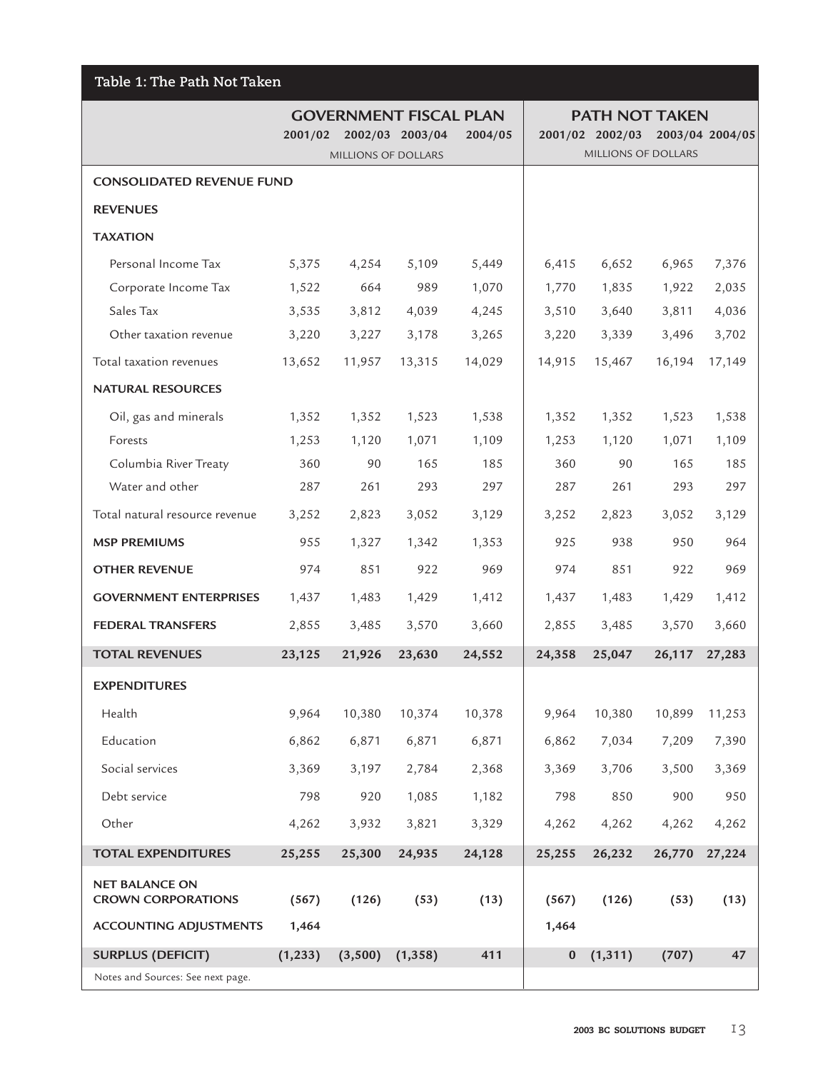## Table 1: The Path Not Taken

| | GOVERNMENT FISCAL PLAN | | | | PATH NOT TAKEN | | | |
|---|---|---|---|---|---|---|---|---|
| | 2001/02 | 2002/03 | 2003/04 | 2004/05 | 2001/02 | 2002/03 | 2003/04 | 2004/05 |
| | MILLIONS OF DOLLARS | | | | MILLIONS OF DOLLARS | | | |
| **CONSOLIDATED REVENUE FUND** | | | | | | | | |
| **REVENUES** | | | | | | | | |
| **TAXATION** | | | | | | | | |
| Personal Income Tax | 5,375 | 4,254 | 5,109 | 5,449 | 6,415 | 6,652 | 6,965 | 7,376 |
| Corporate Income Tax | 1,522 | 664 | 989 | 1,070 | 1,770 | 1,835 | 1,922 | 2,035 |
| Sales Tax | 3,535 | 3,812 | 4,039 | 4,245 | 3,510 | 3,640 | 3,811 | 4,036 |
| Other taxation revenue | 3,220 | 3,227 | 3,178 | 3,265 | 3,220 | 3,339 | 3,496 | 3,702 |
| Total taxation revenues | 13,652 | 11,957 | 13,315 | 14,029 | 14,915 | 15,467 | 16,194 | 17,149 |
| **NATURAL RESOURCES** | | | | | | | | |
| Oil, gas and minerals | 1,352 | 1,352 | 1,523 | 1,538 | 1,352 | 1,352 | 1,523 | 1,538 |
| Forests | 1,253 | 1,120 | 1,071 | 1,109 | 1,253 | 1,120 | 1,071 | 1,109 |
| Columbia River Treaty | 360 | 90 | 165 | 185 | 360 | 90 | 165 | 185 |
| Water and other | 287 | 261 | 293 | 297 | 287 | 261 | 293 | 297 |
| Total natural resource revenue | 3,252 | 2,823 | 3,052 | 3,129 | 3,252 | 2,823 | 3,052 | 3,129 |
| **MSP PREMIUMS** | 955 | 1,327 | 1,342 | 1,353 | 925 | 938 | 950 | 964 |
| **OTHER REVENUE** | 974 | 851 | 922 | 969 | 974 | 851 | 922 | 969 |
| **GOVERNMENT ENTERPRISES** | 1,437 | 1,483 | 1,429 | 1,412 | 1,437 | 1,483 | 1,429 | 1,412 |
| **FEDERAL TRANSFERS** | 2,855 | 3,485 | 3,570 | 3,660 | 2,855 | 3,485 | 3,570 | 3,660 |
| **TOTAL REVENUES** | **23,125** | **21,926** | **23,630** | **24,552** | **24,358** | **25,047** | **26,117** | **27,283** |
| **EXPENDITURES** | | | | | | | | |
| Health | 9,964 | 10,380 | 10,374 | 10,378 | 9,964 | 10,380 | 10,899 | 11,253 |
| Education | 6,862 | 6,871 | 6,871 | 6,871 | 6,862 | 7,034 | 7,209 | 7,390 |
| Social services | 3,369 | 3,197 | 2,784 | 2,368 | 3,369 | 3,706 | 3,500 | 3,369 |
| Debt service | 798 | 920 | 1,085 | 1,182 | 798 | 850 | 900 | 950 |
| Other | 4,262 | 3,932 | 3,821 | 3,329 | 4,262 | 4,262 | 4,262 | 4,262 |
| **TOTAL EXPENDITURES** | **25,255** | **25,300** | **24,935** | **24,128** | **25,255** | **26,232** | **26,770** | **27,224** |
| **NET BALANCE ON CROWN CORPORATIONS** | **(567)** | **(126)** | **(53)** | **(13)** | **(567)** | **(126)** | **(53)** | **(13)** |
| **ACCOUNTING ADJUSTMENTS** | **1,464** | | | | **1,464** | | | |
| **SURPLUS (DEFICIT)** | **(1,233)** | **(3,500)** | **(1,358)** | **411** | **0** | **(1,311)** | **(707)** | **47** |

Notes and Sources: See next page.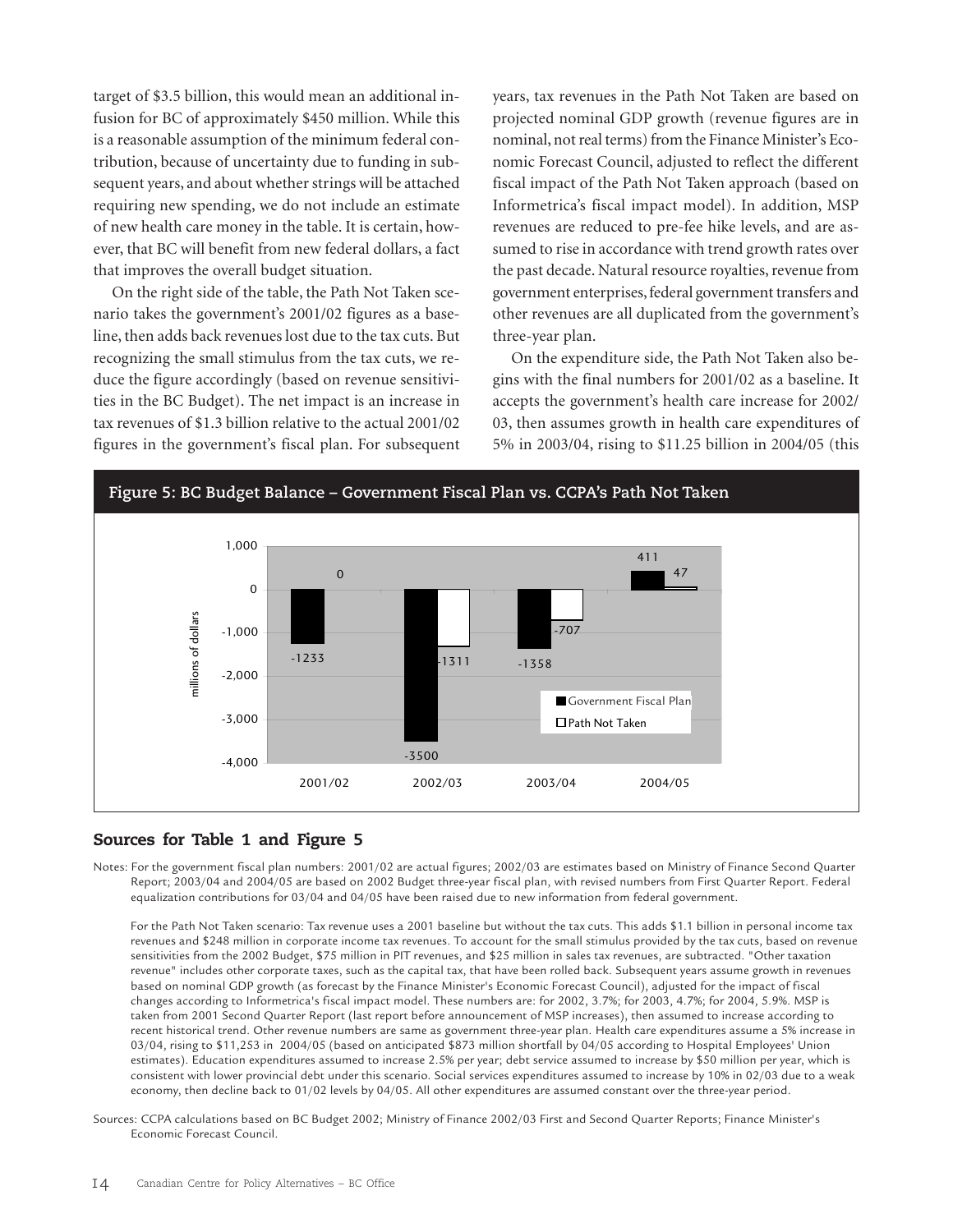target of $3.5 billion, this would mean an additional infusion for BC of approximately $450 million. While this is a reasonable assumption of the minimum federal contribution, because of uncertainty due to funding in subsequent years, and about whether strings will be attached requiring new spending, we do not include an estimate of new health care money in the table. It is certain, however, that BC will benefit from new federal dollars, a fact that improves the overall budget situation.

On the right side of the table, the Path Not Taken scenario takes the government's 2001/02 figures as a baseline, then adds back revenues lost due to the tax cuts. But recognizing the small stimulus from the tax cuts, we reduce the figure accordingly (based on revenue sensitivities in the BC Budget). The net impact is an increase in tax revenues of $1.3 billion relative to the actual 2001/02 figures in the government's fiscal plan. For subsequent years, tax revenues in the Path Not Taken are based on projected nominal GDP growth (revenue figures are in nominal, not real terms) from the Finance Minister's Economic Forecast Council, adjusted to reflect the different fiscal impact of the Path Not Taken approach (based on Informetrica's fiscal impact model). In addition, MSP revenues are reduced to pre-fee hike levels, and are assumed to rise in accordance with trend growth rates over the past decade. Natural resource royalties, revenue from government enterprises, federal government transfers and other revenues are all duplicated from the government's three-year plan.

On the expenditure side, the Path Not Taken also begins with the final numbers for 2001/02 as a baseline. It accepts the government's health care increase for 2002/03, then assumes growth in health care expenditures of 5% in 2003/04, rising to $11.25 billion in 2004/05 (this

**Figure 5: BC Budget Balance – Government Fiscal Plan vs. CCPA's Path Not Taken**

millions of dollars

1,000
0
-1,000
-2,000
-3,000
-4,000

2001/02: -1233, 0
2002/03: -3500, -1311
2003/04: -1358, -707
2004/05: 411, 47

Government Fiscal Plan
Path Not Taken

## Sources for Table 1 and Figure 5

Notes: For the government fiscal plan numbers: 2001/02 are actual figures; 2002/03 are estimates based on Ministry of Finance Second Quarter Report; 2003/04 and 2004/05 are based on 2002 Budget three-year fiscal plan, with revised numbers from First Quarter Report. Federal equalization contributions for 03/04 and 04/05 have been raised due to new information from federal government.

For the Path Not Taken scenario: Tax revenue uses a 2001 baseline but without the tax cuts. This adds $1.1 billion in personal income tax revenues and $248 million in corporate income tax revenues. To account for the small stimulus provided by the tax cuts, based on revenue sensitivities from the 2002 Budget, $75 million in PIT revenues, and $25 million in sales tax revenues, are subtracted. "Other taxation revenue" includes other corporate taxes, such as the capital tax, that have been rolled back. Subsequent years assume growth in revenues based on nominal GDP growth (as forecast by the Finance Minister's Economic Forecast Council), adjusted for the impact of fiscal changes according to Informetrica's fiscal impact model. These numbers are: for 2002, 3.7%; for 2003, 4.7%; for 2004, 5.9%. MSP is taken from 2001 Second Quarter Report (last report before announcement of MSP increases), then assumed to increase according to recent historical trend. Other revenue numbers are same as government three-year plan. Health care expenditures assume a 5% increase in 03/04, rising to $11,253 in 2004/05 (based on anticipated $873 million shortfall by 04/05 according to Hospital Employees' Union estimates). Education expenditures assumed to increase 2.5% per year; debt service assumed to increase by $50 million per year, which is consistent with lower provincial debt under this scenario. Social services expenditures assumed to increase by 10% in 02/03 due to a weak economy, then decline back to 01/02 levels by 04/05. All other expenditures are assumed constant over the three-year period.

Sources: CCPA calculations based on BC Budget 2002; Ministry of Finance 2002/03 First and Second Quarter Reports; Finance Minister's Economic Forecast Council.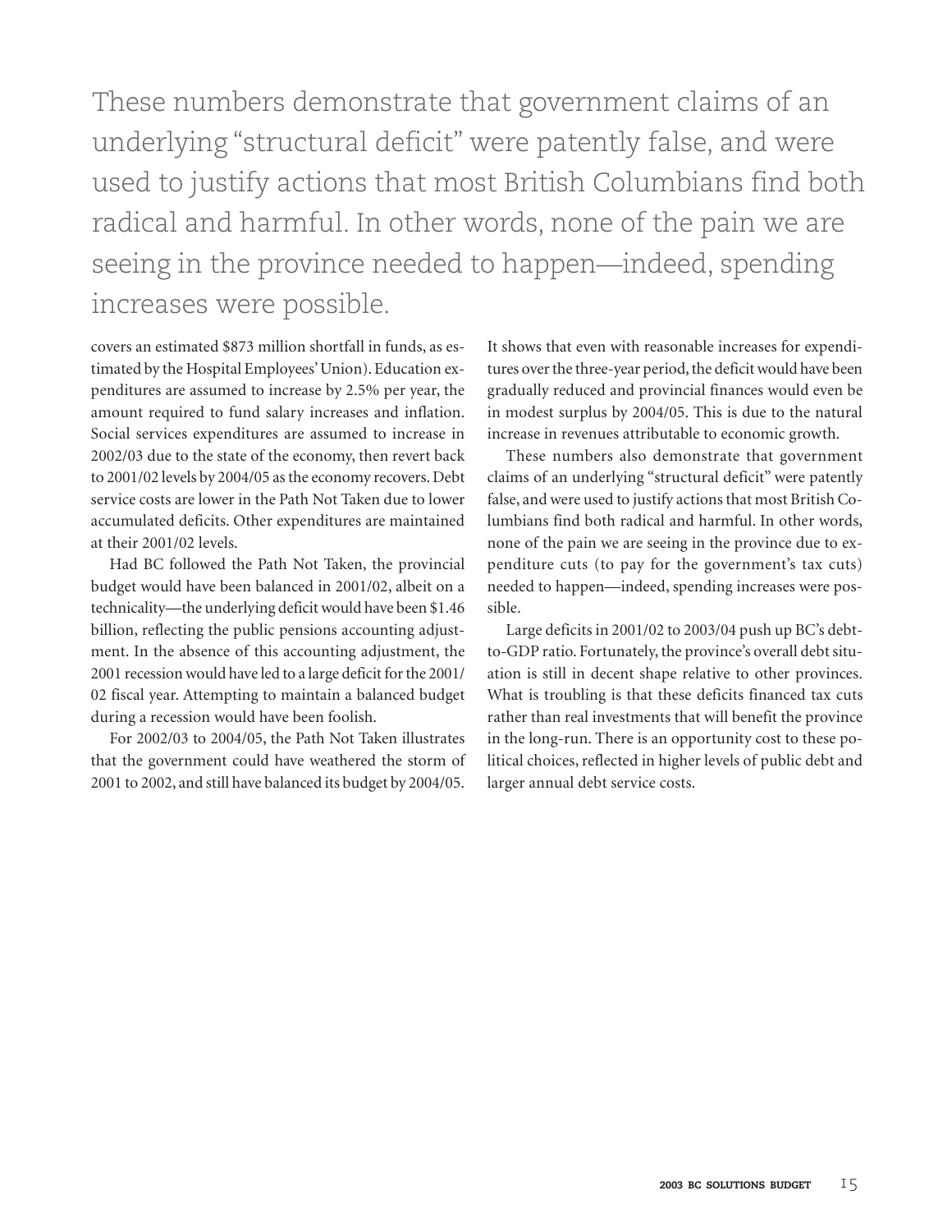> These numbers demonstrate that government claims of an underlying "structural deficit" were patently false, and were used to justify actions that most British Columbians find both radical and harmful. In other words, none of the pain we are seeing in the province needed to happen—indeed, spending increases were possible.

covers an estimated $873 million shortfall in funds, as estimated by the Hospital Employees' Union). Education expenditures are assumed to increase by 2.5% per year, the amount required to fund salary increases and inflation. Social services expenditures are assumed to increase in 2002/03 due to the state of the economy, then revert back to 2001/02 levels by 2004/05 as the economy recovers. Debt service costs are lower in the Path Not Taken due to lower accumulated deficits. Other expenditures are maintained at their 2001/02 levels.

Had BC followed the Path Not Taken, the provincial budget would have been balanced in 2001/02, albeit on a technicality—the underlying deficit would have been $1.46 billion, reflecting the public pensions accounting adjustment. In the absence of this accounting adjustment, the 2001 recession would have led to a large deficit for the 2001/02 fiscal year. Attempting to maintain a balanced budget during a recession would have been foolish.

For 2002/03 to 2004/05, the Path Not Taken illustrates that the government could have weathered the storm of 2001 to 2002, and still have balanced its budget by 2004/05. It shows that even with reasonable increases for expenditures over the three-year period, the deficit would have been gradually reduced and provincial finances would even be in modest surplus by 2004/05. This is due to the natural increase in revenues attributable to economic growth.

These numbers also demonstrate that government claims of an underlying "structural deficit" were patently false, and were used to justify actions that most British Columbians find both radical and harmful. In other words, none of the pain we are seeing in the province due to expenditure cuts (to pay for the government's tax cuts) needed to happen—indeed, spending increases were possible.

Large deficits in 2001/02 to 2003/04 push up BC's debt-to-GDP ratio. Fortunately, the province's overall debt situation is still in decent shape relative to other provinces. What is troubling is that these deficits financed tax cuts rather than real investments that will benefit the province in the long-run. There is an opportunity cost to these political choices, reflected in higher levels of public debt and larger annual debt service costs.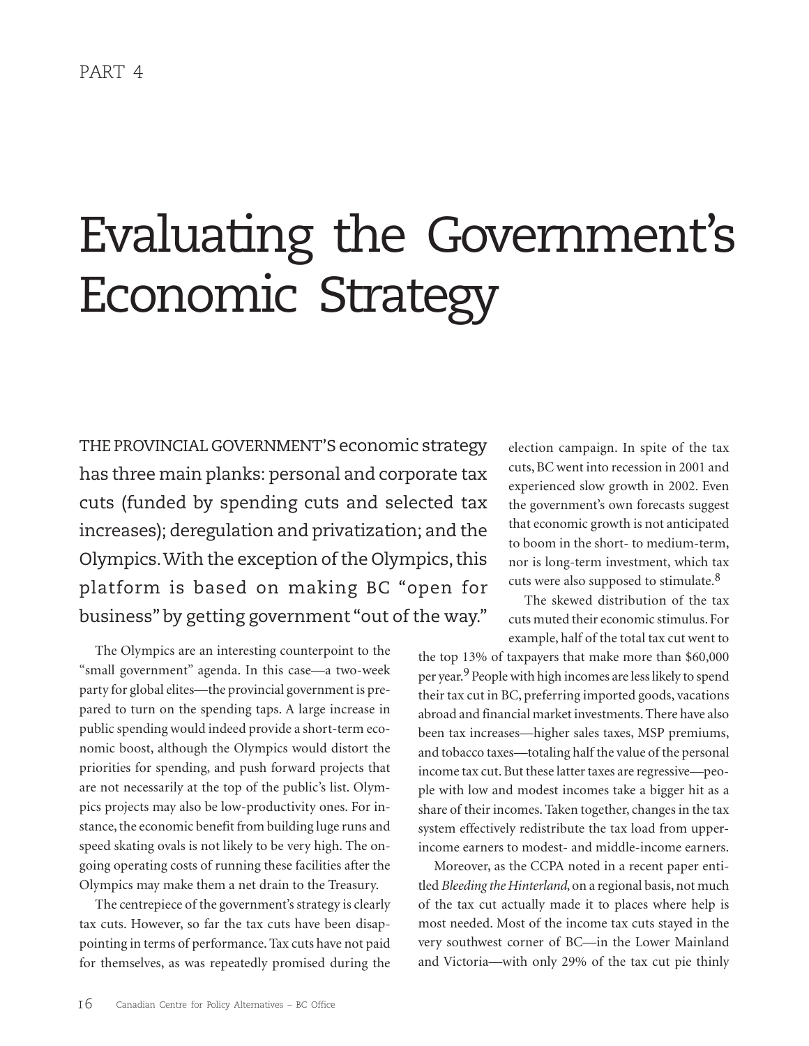PART 4

# Evaluating the Government's Economic Strategy

THE PROVINCIAL GOVERNMENT'S economic strategy has three main planks: personal and corporate tax cuts (funded by spending cuts and selected tax increases); deregulation and privatization; and the Olympics. With the exception of the Olympics, this platform is based on making BC "open for business" by getting government "out of the way."

The Olympics are an interesting counterpoint to the "small government" agenda. In this case—a two-week party for global elites—the provincial government is prepared to turn on the spending taps. A large increase in public spending would indeed provide a short-term economic boost, although the Olympics would distort the priorities for spending, and push forward projects that are not necessarily at the top of the public's list. Olympics projects may also be low-productivity ones. For instance, the economic benefit from building luge runs and speed skating ovals is not likely to be very high. The ongoing operating costs of running these facilities after the Olympics may make them a net drain to the Treasury.

The centrepiece of the government's strategy is clearly tax cuts. However, so far the tax cuts have been disappointing in terms of performance. Tax cuts have not paid for themselves, as was repeatedly promised during the election campaign. In spite of the tax cuts, BC went into recession in 2001 and experienced slow growth in 2002. Even the government's own forecasts suggest that economic growth is not anticipated to boom in the short- to medium-term, nor is long-term investment, which tax cuts were also supposed to stimulate.[8]

The skewed distribution of the tax cuts muted their economic stimulus. For example, half of the total tax cut went to the top 13% of taxpayers that make more than $60,000 per year.[9] People with high incomes are less likely to spend their tax cut in BC, preferring imported goods, vacations abroad and financial market investments. There have also been tax increases—higher sales taxes, MSP premiums, and tobacco taxes—totaling half the value of the personal income tax cut. But these latter taxes are regressive—people with low and modest incomes take a bigger hit as a share of their incomes. Taken together, changes in the tax system effectively redistribute the tax load from upper-income earners to modest- and middle-income earners.

Moreover, as the CCPA noted in a recent paper entitled *Bleeding the Hinterland*, on a regional basis, not much of the tax cut actually made it to places where help is most needed. Most of the income tax cuts stayed in the very southwest corner of BC—in the Lower Mainland and Victoria—with only 29% of the tax cut pie thinly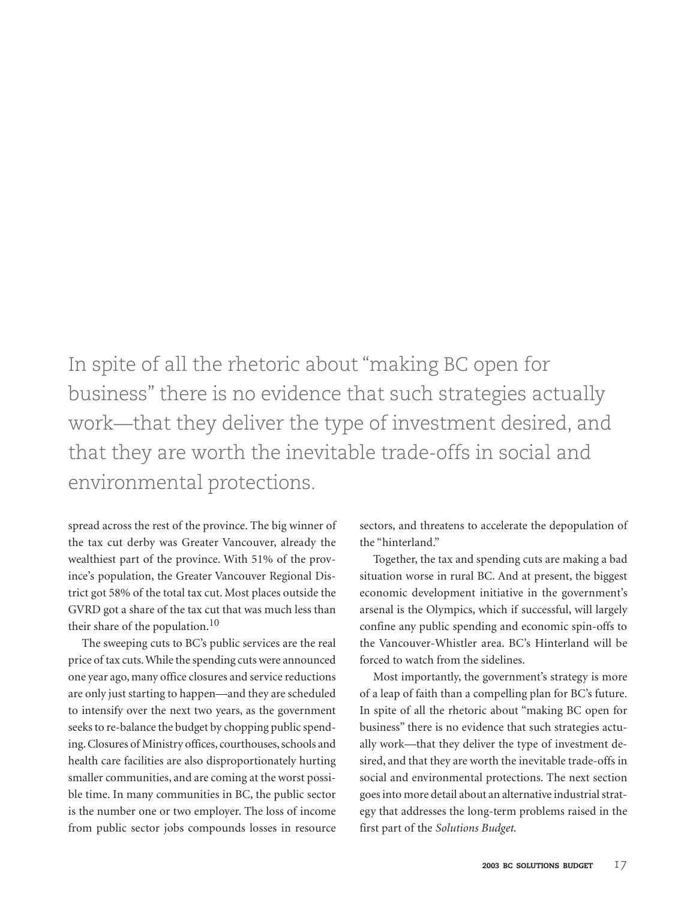> In spite of all the rhetoric about "making BC open for business" there is no evidence that such strategies actually work—that they deliver the type of investment desired, and that they are worth the inevitable trade-offs in social and environmental protections.

spread across the rest of the province. The big winner of the tax cut derby was Greater Vancouver, already the wealthiest part of the province. With 51% of the province's population, the Greater Vancouver Regional District got 58% of the total tax cut. Most places outside the GVRD got a share of the tax cut that was much less than their share of the population.[10]

The sweeping cuts to BC's public services are the real price of tax cuts. While the spending cuts were announced one year ago, many office closures and service reductions are only just starting to happen—and they are scheduled to intensify over the next two years, as the government seeks to re-balance the budget by chopping public spending. Closures of Ministry offices, courthouses, schools and health care facilities are also disproportionately hurting smaller communities, and are coming at the worst possible time. In many communities in BC, the public sector is the number one or two employer. The loss of income from public sector jobs compounds losses in resource sectors, and threatens to accelerate the depopulation of the "hinterland."

Together, the tax and spending cuts are making a bad situation worse in rural BC. And at present, the biggest economic development initiative in the government's arsenal is the Olympics, which if successful, will largely confine any public spending and economic spin-offs to the Vancouver-Whistler area. BC's Hinterland will be forced to watch from the sidelines.

Most importantly, the government's strategy is more of a leap of faith than a compelling plan for BC's future. In spite of all the rhetoric about "making BC open for business" there is no evidence that such strategies actually work—that they deliver the type of investment desired, and that they are worth the inevitable trade-offs in social and environmental protections. The next section goes into more detail about an alternative industrial strategy that addresses the long-term problems raised in the first part of the *Solutions Budget*.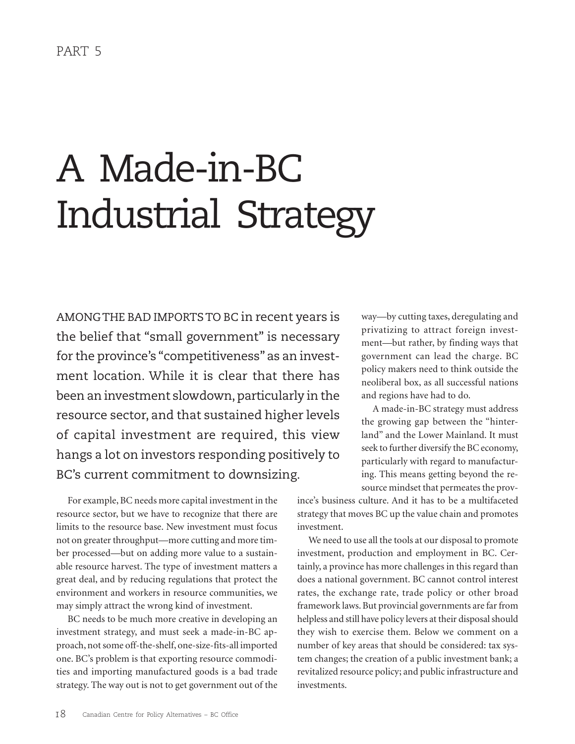PART 5

# A Made-in-BC Industrial Strategy

AMONG THE BAD IMPORTS TO BC in recent years is the belief that "small government" is necessary for the province's "competitiveness" as an investment location. While it is clear that there has been an investment slowdown, particularly in the resource sector, and that sustained higher levels of capital investment are required, this view hangs a lot on investors responding positively to BC's current commitment to downsizing.

For example, BC needs more capital investment in the resource sector, but we have to recognize that there are limits to the resource base. New investment must focus not on greater throughput—more cutting and more timber processed—but on adding more value to a sustainable resource harvest. The type of investment matters a great deal, and by reducing regulations that protect the environment and workers in resource communities, we may simply attract the wrong kind of investment.

BC needs to be much more creative in developing an investment strategy, and must seek a made-in-BC approach, not some off-the-shelf, one-size-fits-all imported one. BC's problem is that exporting resource commodities and importing manufactured goods is a bad trade strategy. The way out is not to get government out of the way—by cutting taxes, deregulating and privatizing to attract foreign investment—but rather, by finding ways that government can lead the charge. BC policy makers need to think outside the neoliberal box, as all successful nations and regions have had to do.

A made-in-BC strategy must address the growing gap between the "hinterland" and the Lower Mainland. It must seek to further diversify the BC economy, particularly with regard to manufacturing. This means getting beyond the resource mindset that permeates the province's business culture. And it has to be a multifaceted strategy that moves BC up the value chain and promotes investment.

We need to use all the tools at our disposal to promote investment, production and employment in BC. Certainly, a province has more challenges in this regard than does a national government. BC cannot control interest rates, the exchange rate, trade policy or other broad framework laws. But provincial governments are far from helpless and still have policy levers at their disposal should they wish to exercise them. Below we comment on a number of key areas that should be considered: tax system changes; the creation of a public investment bank; a revitalized resource policy; and public infrastructure and investments.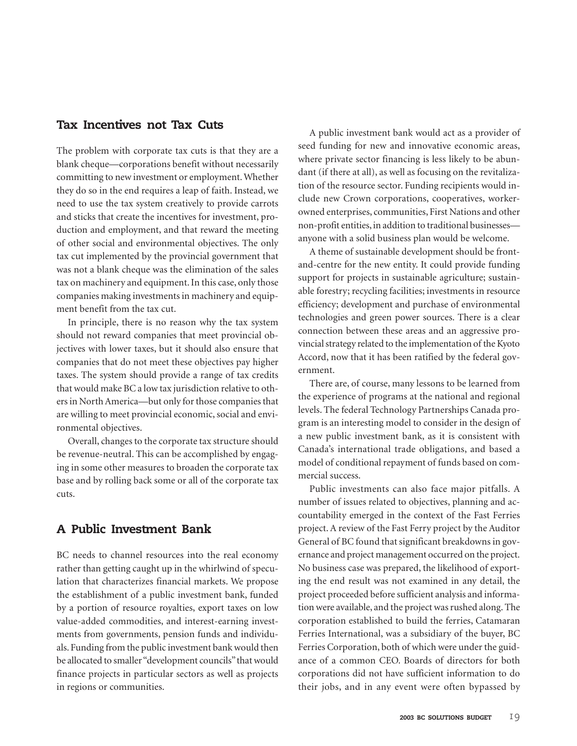## Tax Incentives not Tax Cuts

The problem with corporate tax cuts is that they are a blank cheque—corporations benefit without necessarily committing to new investment or employment. Whether they do so in the end requires a leap of faith. Instead, we need to use the tax system creatively to provide carrots and sticks that create the incentives for investment, production and employment, and that reward the meeting of other social and environmental objectives. The only tax cut implemented by the provincial government that was not a blank cheque was the elimination of the sales tax on machinery and equipment. In this case, only those companies making investments in machinery and equipment benefit from the tax cut.

In principle, there is no reason why the tax system should not reward companies that meet provincial objectives with lower taxes, but it should also ensure that companies that do not meet these objectives pay higher taxes. The system should provide a range of tax credits that would make BC a low tax jurisdiction relative to others in North America—but only for those companies that are willing to meet provincial economic, social and environmental objectives.

Overall, changes to the corporate tax structure should be revenue-neutral. This can be accomplished by engaging in some other measures to broaden the corporate tax base and by rolling back some or all of the corporate tax cuts.

## A Public Investment Bank

BC needs to channel resources into the real economy rather than getting caught up in the whirlwind of speculation that characterizes financial markets. We propose the establishment of a public investment bank, funded by a portion of resource royalties, export taxes on low value-added commodities, and interest-earning investments from governments, pension funds and individuals. Funding from the public investment bank would then be allocated to smaller "development councils" that would finance projects in particular sectors as well as projects in regions or communities.

A public investment bank would act as a provider of seed funding for new and innovative economic areas, where private sector financing is less likely to be abundant (if there at all), as well as focusing on the revitalization of the resource sector. Funding recipients would include new Crown corporations, cooperatives, worker-owned enterprises, communities, First Nations and other non-profit entities, in addition to traditional businesses—anyone with a solid business plan would be welcome.

A theme of sustainable development should be front-and-centre for the new entity. It could provide funding support for projects in sustainable agriculture; sustainable forestry; recycling facilities; investments in resource efficiency; development and purchase of environmental technologies and green power sources. There is a clear connection between these areas and an aggressive provincial strategy related to the implementation of the Kyoto Accord, now that it has been ratified by the federal government.

There are, of course, many lessons to be learned from the experience of programs at the national and regional levels. The federal Technology Partnerships Canada program is an interesting model to consider in the design of a new public investment bank, as it is consistent with Canada's international trade obligations, and based a model of conditional repayment of funds based on commercial success.

Public investments can also face major pitfalls. A number of issues related to objectives, planning and accountability emerged in the context of the Fast Ferries project. A review of the Fast Ferry project by the Auditor General of BC found that significant breakdowns in governance and project management occurred on the project. No business case was prepared, the likelihood of exporting the end result was not examined in any detail, the project proceeded before sufficient analysis and information were available, and the project was rushed along. The corporation established to build the ferries, Catamaran Ferries International, was a subsidiary of the buyer, BC Ferries Corporation, both of which were under the guidance of a common CEO. Boards of directors for both corporations did not have sufficient information to do their jobs, and in any event were often bypassed by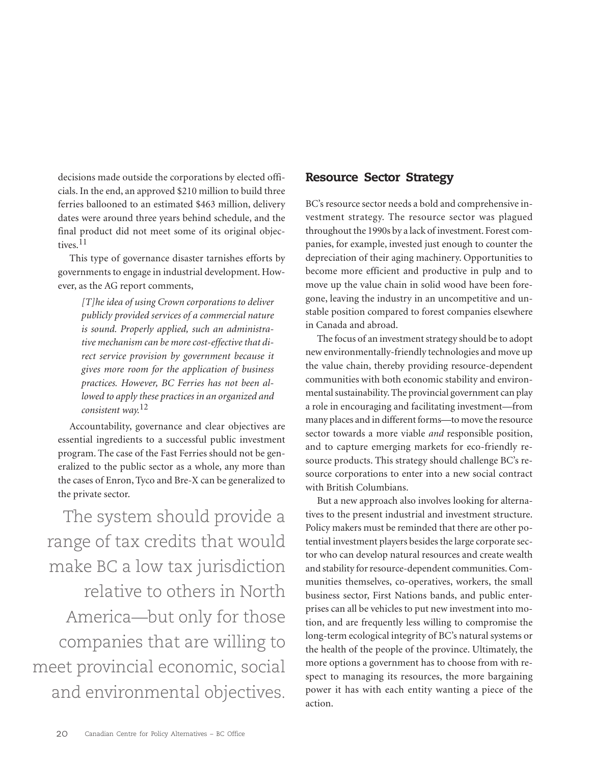decisions made outside the corporations by elected officials. In the end, an approved $210 million to build three ferries ballooned to an estimated $463 million, delivery dates were around three years behind schedule, and the final product did not meet some of its original objectives.[11]

This type of governance disaster tarnishes efforts by governments to engage in industrial development. However, as the AG report comments,

> *[T]he idea of using Crown corporations to deliver publicly provided services of a commercial nature is sound. Properly applied, such an administrative mechanism can be more cost-effective that direct service provision by government because it gives more room for the application of business practices. However, BC Ferries has not been allowed to apply these practices in an organized and consistent way.*[12]

Accountability, governance and clear objectives are essential ingredients to a successful public investment program. The case of the Fast Ferries should not be generalized to the public sector as a whole, any more than the cases of Enron, Tyco and Bre-X can be generalized to the private sector.

> The system should provide a range of tax credits that would make BC a low tax jurisdiction relative to others in North America—but only for those companies that are willing to meet provincial economic, social and environmental objectives.

## Resource Sector Strategy

BC's resource sector needs a bold and comprehensive investment strategy. The resource sector was plagued throughout the 1990s by a lack of investment. Forest companies, for example, invested just enough to counter the depreciation of their aging machinery. Opportunities to become more efficient and productive in pulp and to move up the value chain in solid wood have been foregone, leaving the industry in an uncompetitive and unstable position compared to forest companies elsewhere in Canada and abroad.

The focus of an investment strategy should be to adopt new environmentally-friendly technologies and move up the value chain, thereby providing resource-dependent communities with both economic stability and environmental sustainability. The provincial government can play a role in encouraging and facilitating investment—from many places and in different forms—to move the resource sector towards a more viable *and* responsible position, and to capture emerging markets for eco-friendly resource products. This strategy should challenge BC's resource corporations to enter into a new social contract with British Columbians.

But a new approach also involves looking for alternatives to the present industrial and investment structure. Policy makers must be reminded that there are other potential investment players besides the large corporate sector who can develop natural resources and create wealth and stability for resource-dependent communities. Communities themselves, co-operatives, workers, the small business sector, First Nations bands, and public enterprises can all be vehicles to put new investment into motion, and are frequently less willing to compromise the long-term ecological integrity of BC's natural systems or the health of the people of the province. Ultimately, the more options a government has to choose from with respect to managing its resources, the more bargaining power it has with each entity wanting a piece of the action.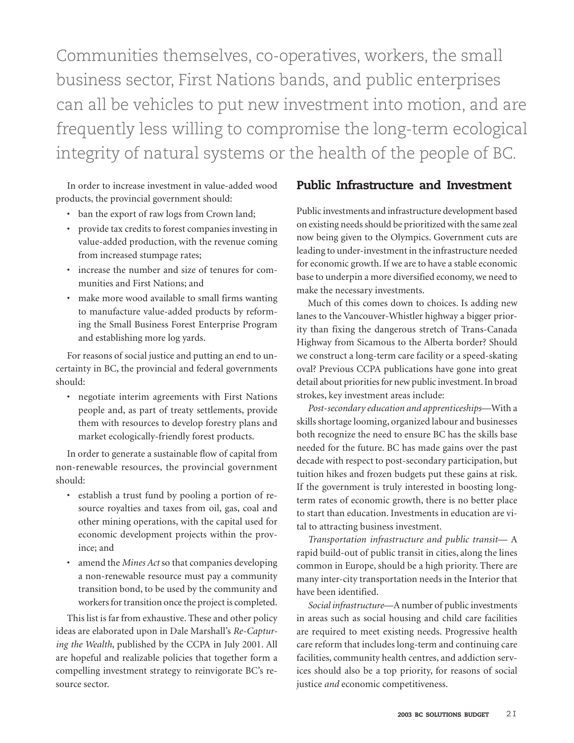Communities themselves, co-operatives, workers, the small business sector, First Nations bands, and public enterprises can all be vehicles to put new investment into motion, and are frequently less willing to compromise the long-term ecological integrity of natural systems or the health of the people of BC.

In order to increase investment in value-added wood products, the provincial government should:

- ban the export of raw logs from Crown land;
- provide tax credits to forest companies investing in value-added production, with the revenue coming from increased stumpage rates;
- increase the number and size of tenures for communities and First Nations; and
- make more wood available to small firms wanting to manufacture value-added products by reforming the Small Business Forest Enterprise Program and establishing more log yards.

For reasons of social justice and putting an end to uncertainty in BC, the provincial and federal governments should:

- negotiate interim agreements with First Nations people and, as part of treaty settlements, provide them with resources to develop forestry plans and market ecologically-friendly forest products.

In order to generate a sustainable flow of capital from non-renewable resources, the provincial government should:

- establish a trust fund by pooling a portion of resource royalties and taxes from oil, gas, coal and other mining operations, with the capital used for economic development projects within the province; and
- amend the *Mines Act* so that companies developing a non-renewable resource must pay a community transition bond, to be used by the community and workers for transition once the project is completed.

This list is far from exhaustive. These and other policy ideas are elaborated upon in Dale Marshall's *Re-Capturing the Wealth*, published by the CCPA in July 2001. All are hopeful and realizable policies that together form a compelling investment strategy to reinvigorate BC's resource sector.

## Public Infrastructure and Investment

Public investments and infrastructure development based on existing needs should be prioritized with the same zeal now being given to the Olympics. Government cuts are leading to under-investment in the infrastructure needed for economic growth. If we are to have a stable economic base to underpin a more diversified economy, we need to make the necessary investments.

Much of this comes down to choices. Is adding new lanes to the Vancouver-Whistler highway a bigger priority than fixing the dangerous stretch of Trans-Canada Highway from Sicamous to the Alberta border? Should we construct a long-term care facility or a speed-skating oval? Previous CCPA publications have gone into great detail about priorities for new public investment. In broad strokes, key investment areas include:

*Post-secondary education and apprenticeships*—With a skills shortage looming, organized labour and businesses both recognize the need to ensure BC has the skills base needed for the future. BC has made gains over the past decade with respect to post-secondary participation, but tuition hikes and frozen budgets put these gains at risk. If the government is truly interested in boosting long-term rates of economic growth, there is no better place to start than education. Investments in education are vital to attracting business investment.

*Transportation infrastructure and public transit*— A rapid build-out of public transit in cities, along the lines common in Europe, should be a high priority. There are many inter-city transportation needs in the Interior that have been identified.

*Social infrastructure*—A number of public investments in areas such as social housing and child care facilities are required to meet existing needs. Progressive health care reform that includes long-term and continuing care facilities, community health centres, and addiction services should also be a top priority, for reasons of social justice *and* economic competitiveness.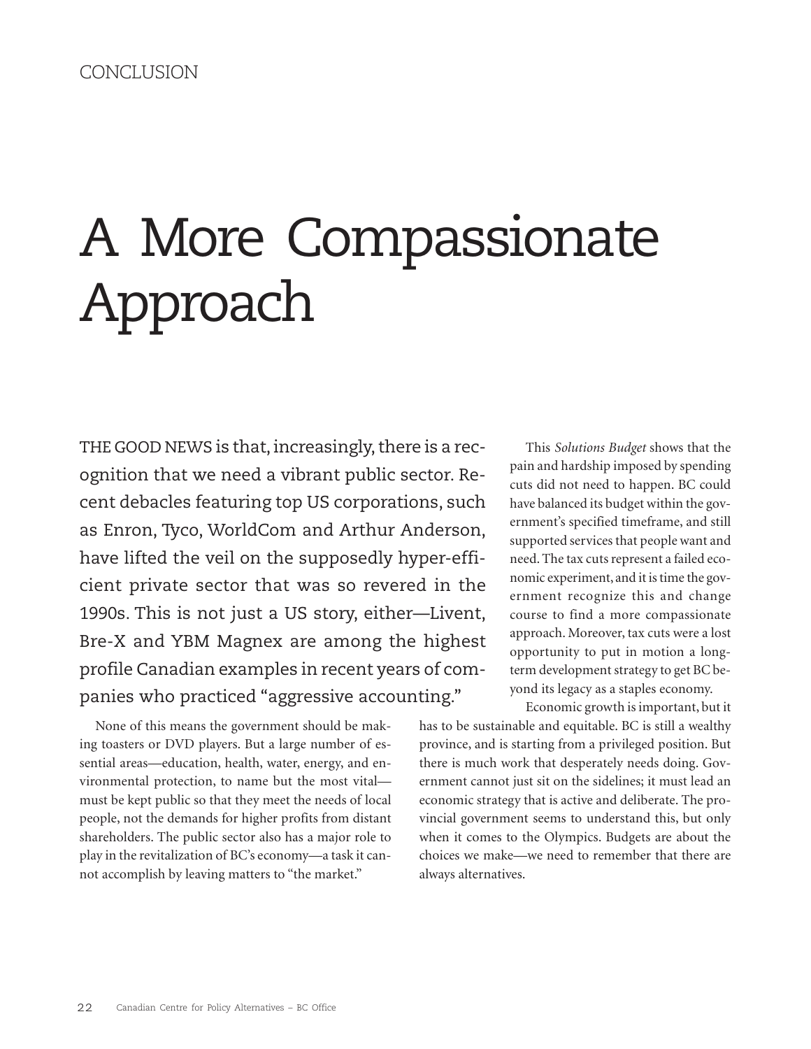CONCLUSION

# A More Compassionate Approach

THE GOOD NEWS is that, increasingly, there is a recognition that we need a vibrant public sector. Recent debacles featuring top US corporations, such as Enron, Tyco, WorldCom and Arthur Anderson, have lifted the veil on the supposedly hyper-efficient private sector that was so revered in the 1990s. This is not just a US story, either—Livent, Bre-X and YBM Magnex are among the highest profile Canadian examples in recent years of companies who practiced "aggressive accounting."

None of this means the government should be making toasters or DVD players. But a large number of essential areas—education, health, water, energy, and environmental protection, to name but the most vital—must be kept public so that they meet the needs of local people, not the demands for higher profits from distant shareholders. The public sector also has a major role to play in the revitalization of BC's economy—a task it cannot accomplish by leaving matters to "the market."

This *Solutions Budget* shows that the pain and hardship imposed by spending cuts did not need to happen. BC could have balanced its budget within the government's specified timeframe, and still supported services that people want and need. The tax cuts represent a failed economic experiment, and it is time the government recognize this and change course to find a more compassionate approach. Moreover, tax cuts were a lost opportunity to put in motion a long-term development strategy to get BC beyond its legacy as a staples economy.

Economic growth is important, but it has to be sustainable and equitable. BC is still a wealthy province, and is starting from a privileged position. But there is much work that desperately needs doing. Government cannot just sit on the sidelines; it must lead an economic strategy that is active and deliberate. The provincial government seems to understand this, but only when it comes to the Olympics. Budgets are about the choices we make—we need to remember that there are always alternatives.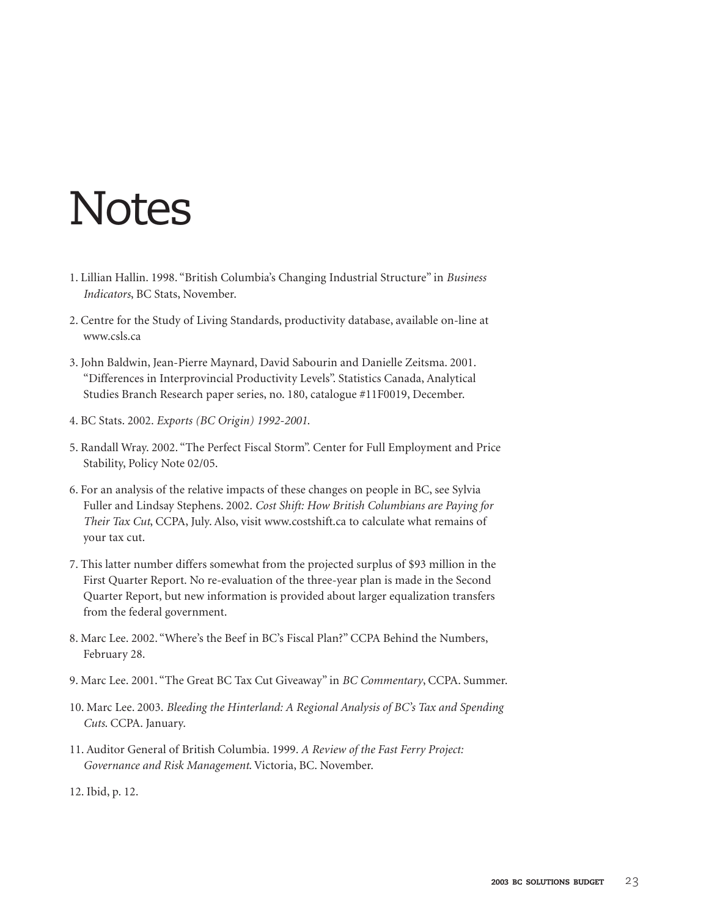# Notes

1. Lillian Hallin. 1998. "British Columbia's Changing Industrial Structure" in *Business Indicators*, BC Stats, November.

2. Centre for the Study of Living Standards, productivity database, available on-line at www.csls.ca

3. John Baldwin, Jean-Pierre Maynard, David Sabourin and Danielle Zeitsma. 2001. "Differences in Interprovincial Productivity Levels". Statistics Canada, Analytical Studies Branch Research paper series, no. 180, catalogue #11F0019, December.

4. BC Stats. 2002. *Exports (BC Origin) 1992-2001.*

5. Randall Wray. 2002. "The Perfect Fiscal Storm". Center for Full Employment and Price Stability, Policy Note 02/05.

6. For an analysis of the relative impacts of these changes on people in BC, see Sylvia Fuller and Lindsay Stephens. 2002. *Cost Shift: How British Columbians are Paying for Their Tax Cut*, CCPA, July. Also, visit www.costshift.ca to calculate what remains of your tax cut.

7. This latter number differs somewhat from the projected surplus of $93 million in the First Quarter Report. No re-evaluation of the three-year plan is made in the Second Quarter Report, but new information is provided about larger equalization transfers from the federal government.

8. Marc Lee. 2002. "Where's the Beef in BC's Fiscal Plan?" CCPA Behind the Numbers, February 28.

9. Marc Lee. 2001. "The Great BC Tax Cut Giveaway" in *BC Commentary*, CCPA. Summer.

10. Marc Lee. 2003. *Bleeding the Hinterland: A Regional Analysis of BC's Tax and Spending Cuts.* CCPA. January.

11. Auditor General of British Columbia. 1999. *A Review of the Fast Ferry Project: Governance and Risk Management.* Victoria, BC. November.

12. Ibid, p. 12.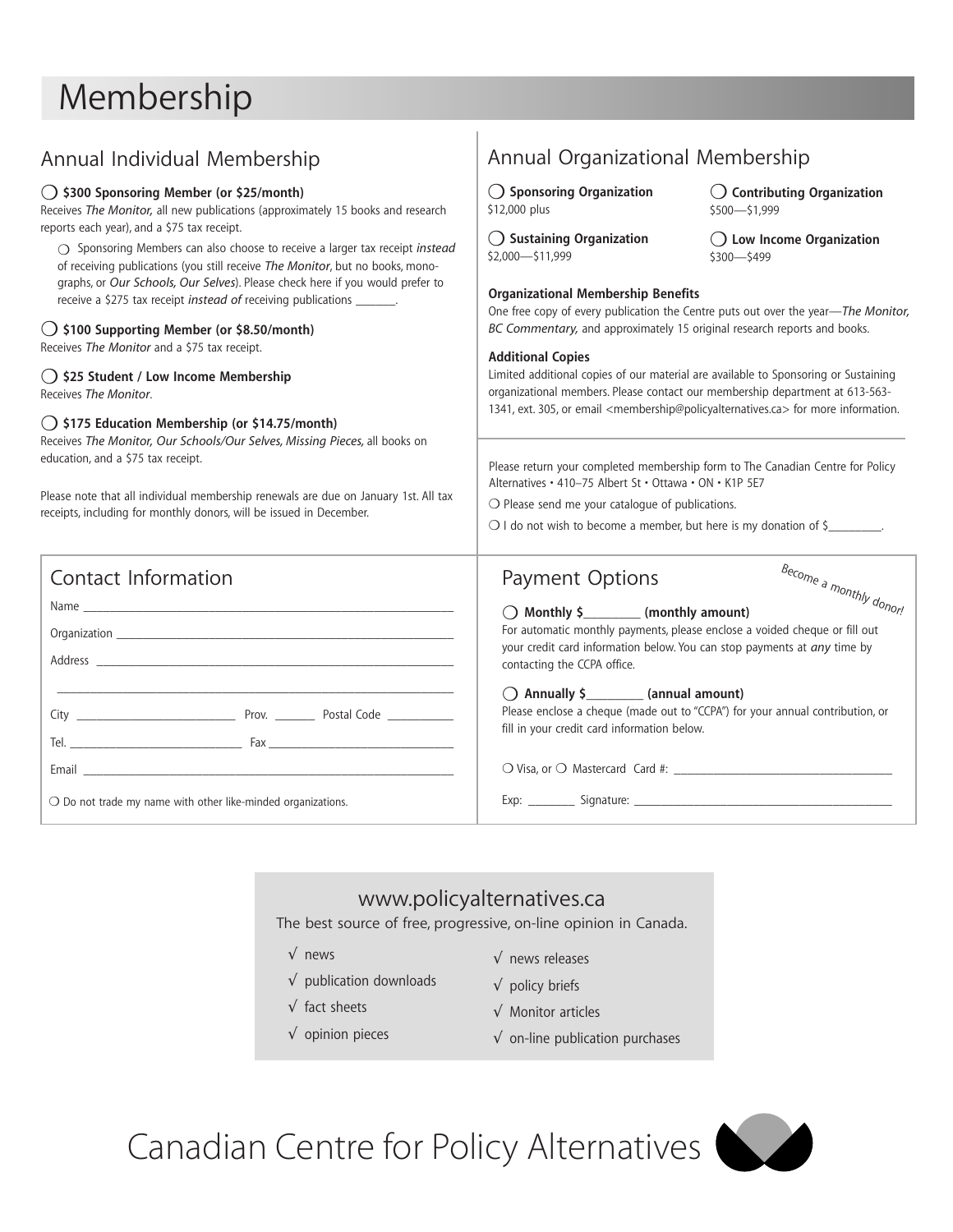# Membership

## Annual Individual Membership

❍ **$300 Sponsoring Member (or $25/month)**
Receives *The Monitor,* all new publications (approximately 15 books and research reports each year), and a $75 tax receipt.

❍ Sponsoring Members can also choose to receive a larger tax receipt *instead* of receiving publications (you still receive *The Monitor*, but no books, monographs, or *Our Schools, Our Selves*). Please check here if you would prefer to receive a $275 tax receipt *instead of* receiving publications _______.

❍ **$100 Supporting Member (or $8.50/month)**
Receives *The Monitor* and a $75 tax receipt.

❍ **$25 Student / Low Income Membership**
Receives *The Monitor*.

❍ **$175 Education Membership (or $14.75/month)**
Receives *The Monitor, Our Schools/Our Selves, Missing Pieces,* all books on education, and a $75 tax receipt.

Please note that all individual membership renewals are due on January 1st. All tax receipts, including for monthly donors, will be issued in December.

## Annual Organizational Membership

❍ **Sponsoring Organization**
$12,000 plus

❍ **Sustaining Organization**
$2,000—$11,999

❍ **Contributing Organization**
$500—$1,999

❍ **Low Income Organization**
$300—$499

**Organizational Membership Benefits**
One free copy of every publication the Centre puts out over the year—*The Monitor, BC Commentary,* and approximately 15 original research reports and books.

**Additional Copies**
Limited additional copies of our material are available to Sponsoring or Sustaining organizational members. Please contact our membership department at 613-563-1341, ext. 305, or email <membership@policyalternatives.ca> for more information.

Please return your completed membership form to The Canadian Centre for Policy Alternatives • 410–75 Albert St • Ottawa • ON • K1P 5E7

❍ Please send me your catalogue of publications.

❍ I do not wish to become a member, but here is my donation of $_________.

## Contact Information

Name ______________________________

Organization ______________________________

Address ______________________________

______________________________

City ______________ Prov. _______ Postal Code __________

Tel. ______________ Fax ______________

Email ______________________________

❍ Do not trade my name with other like-minded organizations.

## Payment Options

*Become a monthly donor!*

❍ **Monthly $_________ (monthly amount)**
For automatic monthly payments, please enclose a voided cheque or fill out your credit card information below. You can stop payments at *any* time by contacting the CCPA office.

❍ **Annually $_________ (annual amount)**
Please enclose a cheque (made out to "CCPA") for your annual contribution, or fill in your credit card information below.

❍ Visa, or ❍ Mastercard Card #: ______________________________

Exp: ________ Signature: ______________________________

---

### www.policyalternatives.ca

The best source of free, progressive, on-line opinion in Canada.

- √ news
- √ publication downloads
- √ fact sheets
- √ opinion pieces
- √ news releases
- √ policy briefs
- √ Monitor articles
- √ on-line publication purchases

Canadian Centre for Policy Alternatives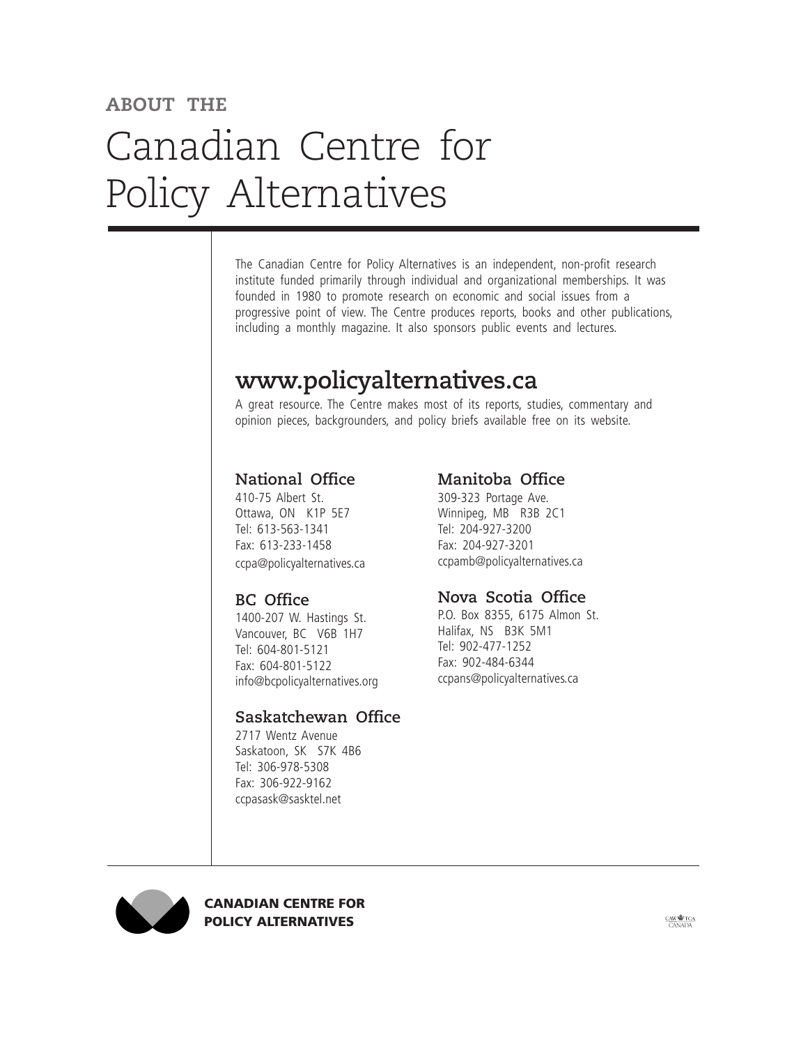**ABOUT THE**

# Canadian Centre for Policy Alternatives

The Canadian Centre for Policy Alternatives is an independent, non-profit research institute funded primarily through individual and organizational memberships. It was founded in 1980 to promote research on economic and social issues from a progressive point of view. The Centre produces reports, books and other publications, including a monthly magazine. It also sponsors public events and lectures.

## www.policyalternatives.ca

A great resource. The Centre makes most of its reports, studies, commentary and opinion pieces, backgrounders, and policy briefs available free on its website.

### National Office

410-75 Albert St.
Ottawa, ON K1P 5E7
Tel: 613-563-1341
Fax: 613-233-1458
ccpa@policyalternatives.ca

### BC Office

1400-207 W. Hastings St.
Vancouver, BC V6B 1H7
Tel: 604-801-5121
Fax: 604-801-5122
info@bcpolicyalternatives.org

### Saskatchewan Office

2717 Wentz Avenue
Saskatoon, SK S7K 4B6
Tel: 306-978-5308
Fax: 306-922-9162
ccpasask@sasktel.net

### Manitoba Office

309-323 Portage Ave.
Winnipeg, MB R3B 2C1
Tel: 204-927-3200
Fax: 204-927-3201
ccpamb@policyalternatives.ca

### Nova Scotia Office

P.O. Box 8355, 6175 Almon St.
Halifax, NS B3K 5M1
Tel: 902-477-1252
Fax: 902-484-6344
ccpans@policyalternatives.ca

**CANADIAN CENTRE FOR POLICY ALTERNATIVES**

CAW TCA CANADA